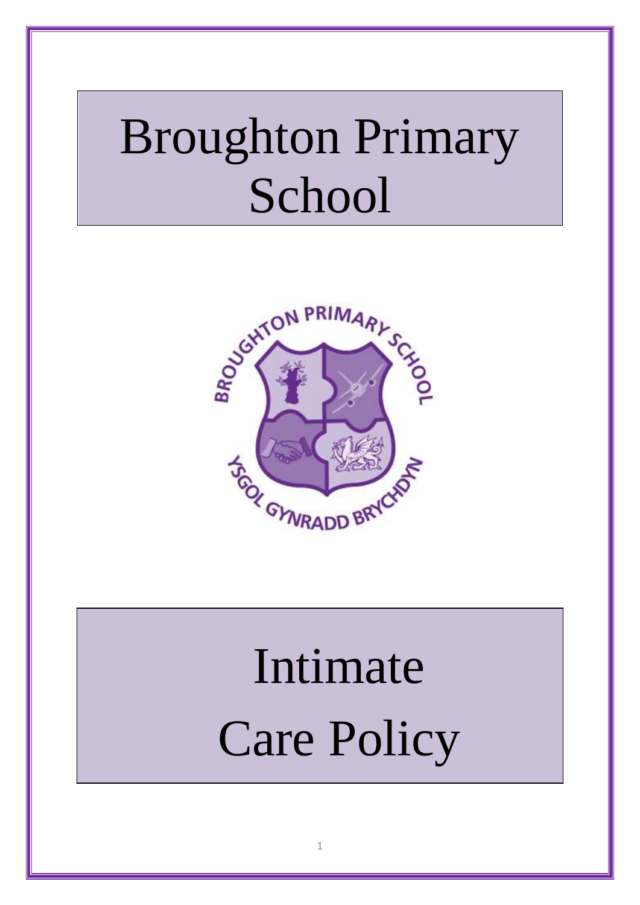# Broughton Primary School

# Intimate Care Policy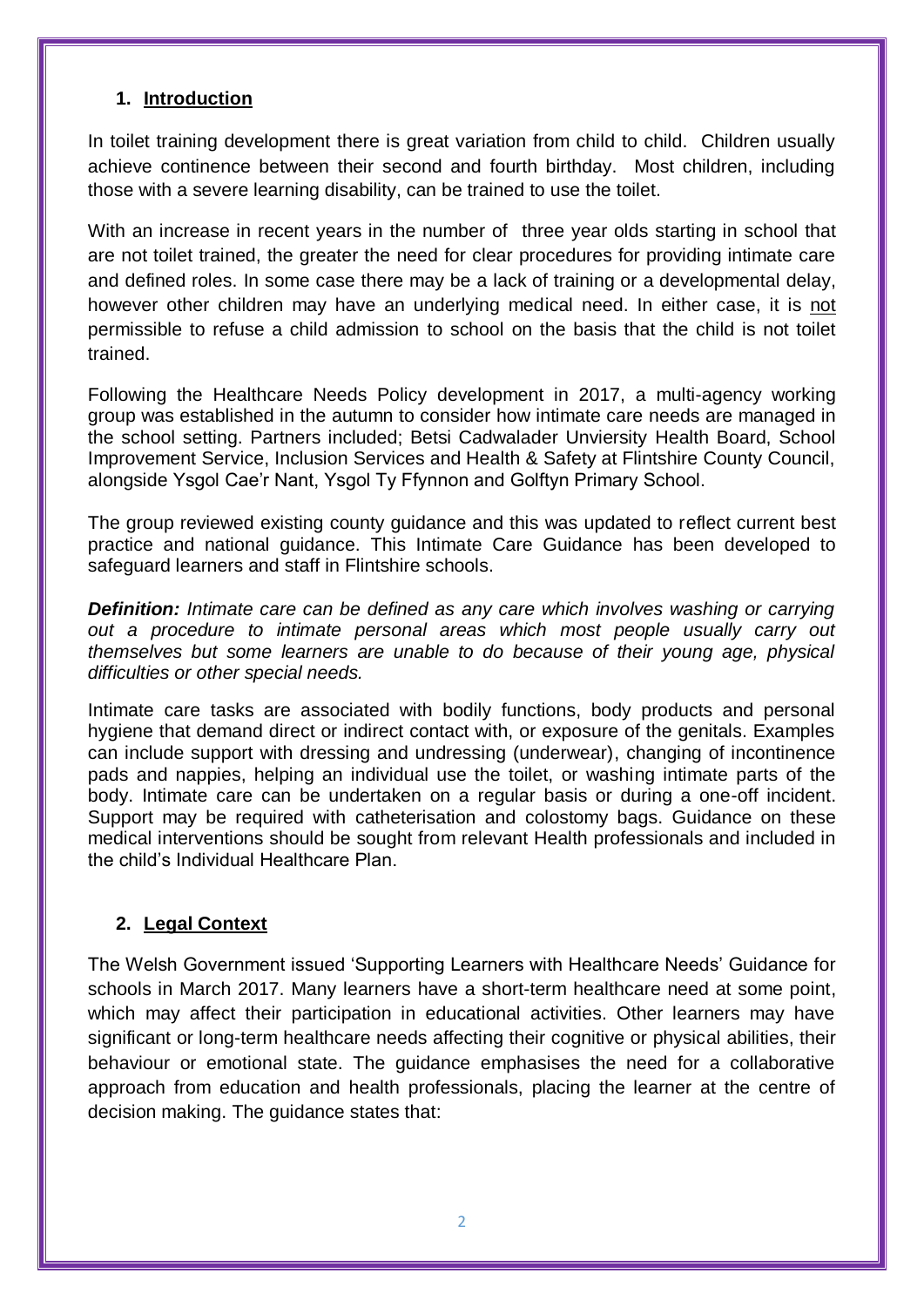## 1. Introduction

In toilet training development there is great variation from child to child. Children usually achieve continence between their second and fourth birthday. Most children, including those with a severe learning disability, can be trained to use the toilet.

With an increase in recent years in the number of three year olds starting in school that are not toilet trained, the greater the need for clear procedures for providing intimate care and defined roles. In some case there may be a lack of training or a developmental delay, however other children may have an underlying medical need. In either case, it is not permissible to refuse a child admission to school on the basis that the child is not toilet trained.

Following the Healthcare Needs Policy development in 2017, a multi-agency working group was established in the autumn to consider how intimate care needs are managed in the school setting. Partners included; Betsi Cadwalader Unviersity Health Board, School Improvement Service, Inclusion Services and Health & Safety at Flintshire County Council, alongside Ysgol Cae'r Nant, Ysgol Ty Ffynnon and Golftyn Primary School.

The group reviewed existing county guidance and this was updated to reflect current best practice and national guidance. This Intimate Care Guidance has been developed to safeguard learners and staff in Flintshire schools.

***Definition:*** *Intimate care can be defined as any care which involves washing or carrying out a procedure to intimate personal areas which most people usually carry out themselves but some learners are unable to do because of their young age, physical difficulties or other special needs.*

Intimate care tasks are associated with bodily functions, body products and personal hygiene that demand direct or indirect contact with, or exposure of the genitals. Examples can include support with dressing and undressing (underwear), changing of incontinence pads and nappies, helping an individual use the toilet, or washing intimate parts of the body. Intimate care can be undertaken on a regular basis or during a one-off incident. Support may be required with catheterisation and colostomy bags. Guidance on these medical interventions should be sought from relevant Health professionals and included in the child's Individual Healthcare Plan.

## 2. Legal Context

The Welsh Government issued 'Supporting Learners with Healthcare Needs' Guidance for schools in March 2017. Many learners have a short-term healthcare need at some point, which may affect their participation in educational activities. Other learners may have significant or long-term healthcare needs affecting their cognitive or physical abilities, their behaviour or emotional state. The guidance emphasises the need for a collaborative approach from education and health professionals, placing the learner at the centre of decision making. The guidance states that: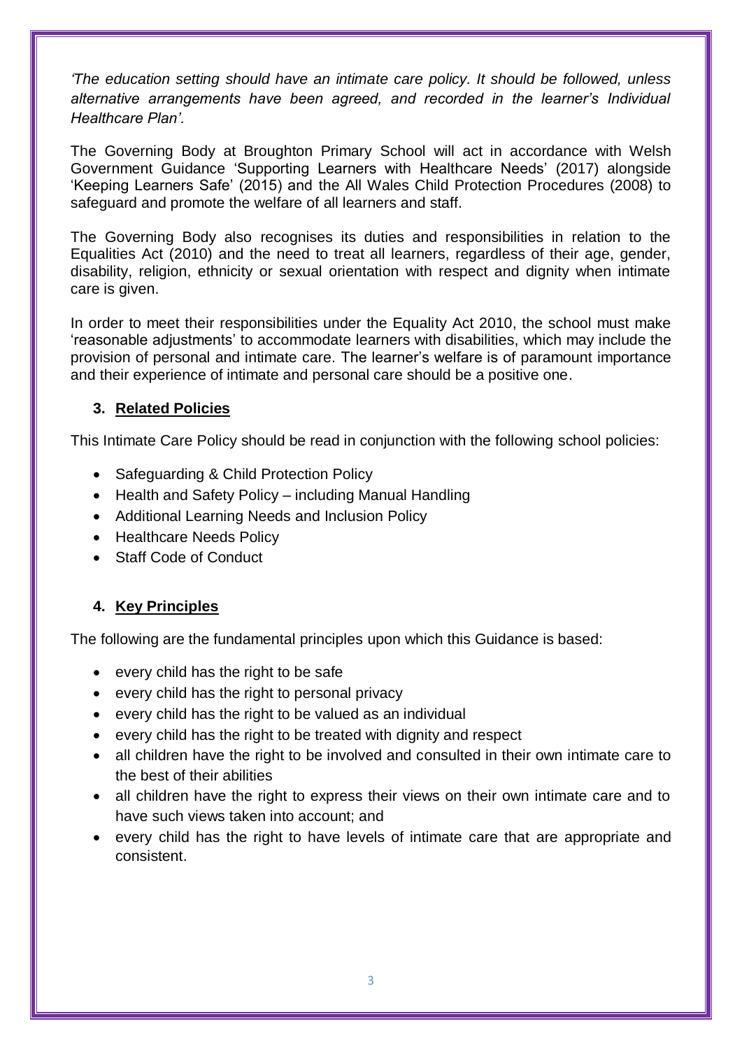*'The education setting should have an intimate care policy. It should be followed, unless alternative arrangements have been agreed, and recorded in the learner's Individual Healthcare Plan'.*

The Governing Body at Broughton Primary School will act in accordance with Welsh Government Guidance 'Supporting Learners with Healthcare Needs' (2017) alongside 'Keeping Learners Safe' (2015) and the All Wales Child Protection Procedures (2008) to safeguard and promote the welfare of all learners and staff.

The Governing Body also recognises its duties and responsibilities in relation to the Equalities Act (2010) and the need to treat all learners, regardless of their age, gender, disability, religion, ethnicity or sexual orientation with respect and dignity when intimate care is given.

In order to meet their responsibilities under the Equality Act 2010, the school must make 'reasonable adjustments' to accommodate learners with disabilities, which may include the provision of personal and intimate care. The learner's welfare is of paramount importance and their experience of intimate and personal care should be a positive one.

## 3. Related Policies

This Intimate Care Policy should be read in conjunction with the following school policies:

- Safeguarding & Child Protection Policy
- Health and Safety Policy – including Manual Handling
- Additional Learning Needs and Inclusion Policy
- Healthcare Needs Policy
- Staff Code of Conduct

## 4. Key Principles

The following are the fundamental principles upon which this Guidance is based:

- every child has the right to be safe
- every child has the right to personal privacy
- every child has the right to be valued as an individual
- every child has the right to be treated with dignity and respect
- all children have the right to be involved and consulted in their own intimate care to the best of their abilities
- all children have the right to express their views on their own intimate care and to have such views taken into account; and
- every child has the right to have levels of intimate care that are appropriate and consistent.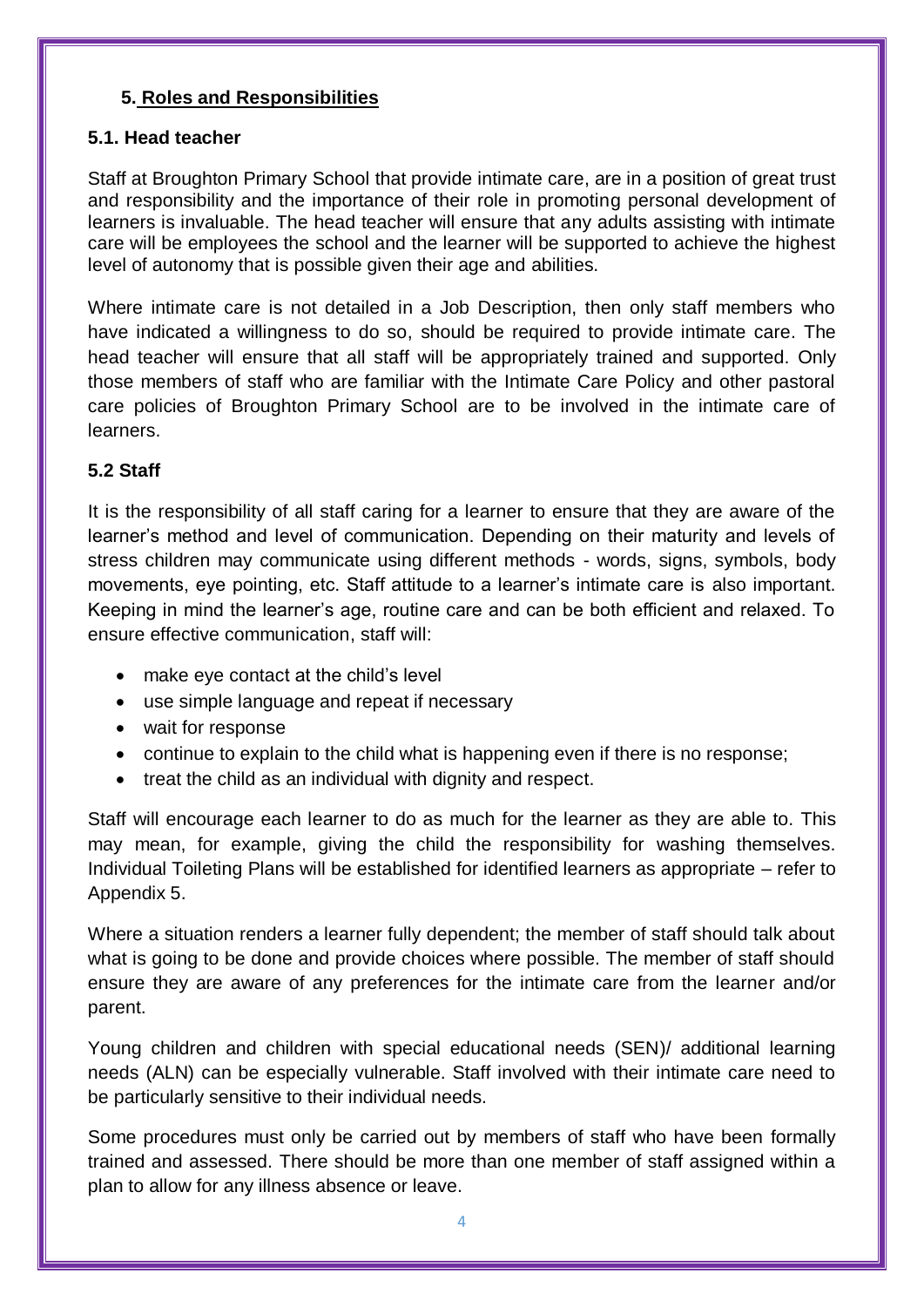## 5. Roles and Responsibilities

### 5.1. Head teacher

Staff at Broughton Primary School that provide intimate care, are in a position of great trust and responsibility and the importance of their role in promoting personal development of learners is invaluable. The head teacher will ensure that any adults assisting with intimate care will be employees the school and the learner will be supported to achieve the highest level of autonomy that is possible given their age and abilities.

Where intimate care is not detailed in a Job Description, then only staff members who have indicated a willingness to do so, should be required to provide intimate care. The head teacher will ensure that all staff will be appropriately trained and supported. Only those members of staff who are familiar with the Intimate Care Policy and other pastoral care policies of Broughton Primary School are to be involved in the intimate care of learners.

### 5.2 Staff

It is the responsibility of all staff caring for a learner to ensure that they are aware of the learner's method and level of communication. Depending on their maturity and levels of stress children may communicate using different methods - words, signs, symbols, body movements, eye pointing, etc. Staff attitude to a learner's intimate care is also important. Keeping in mind the learner's age, routine care and can be both efficient and relaxed. To ensure effective communication, staff will:

- make eye contact at the child's level
- use simple language and repeat if necessary
- wait for response
- continue to explain to the child what is happening even if there is no response;
- treat the child as an individual with dignity and respect.

Staff will encourage each learner to do as much for the learner as they are able to. This may mean, for example, giving the child the responsibility for washing themselves. Individual Toileting Plans will be established for identified learners as appropriate – refer to Appendix 5.

Where a situation renders a learner fully dependent; the member of staff should talk about what is going to be done and provide choices where possible. The member of staff should ensure they are aware of any preferences for the intimate care from the learner and/or parent.

Young children and children with special educational needs (SEN)/ additional learning needs (ALN) can be especially vulnerable. Staff involved with their intimate care need to be particularly sensitive to their individual needs.

Some procedures must only be carried out by members of staff who have been formally trained and assessed. There should be more than one member of staff assigned within a plan to allow for any illness absence or leave.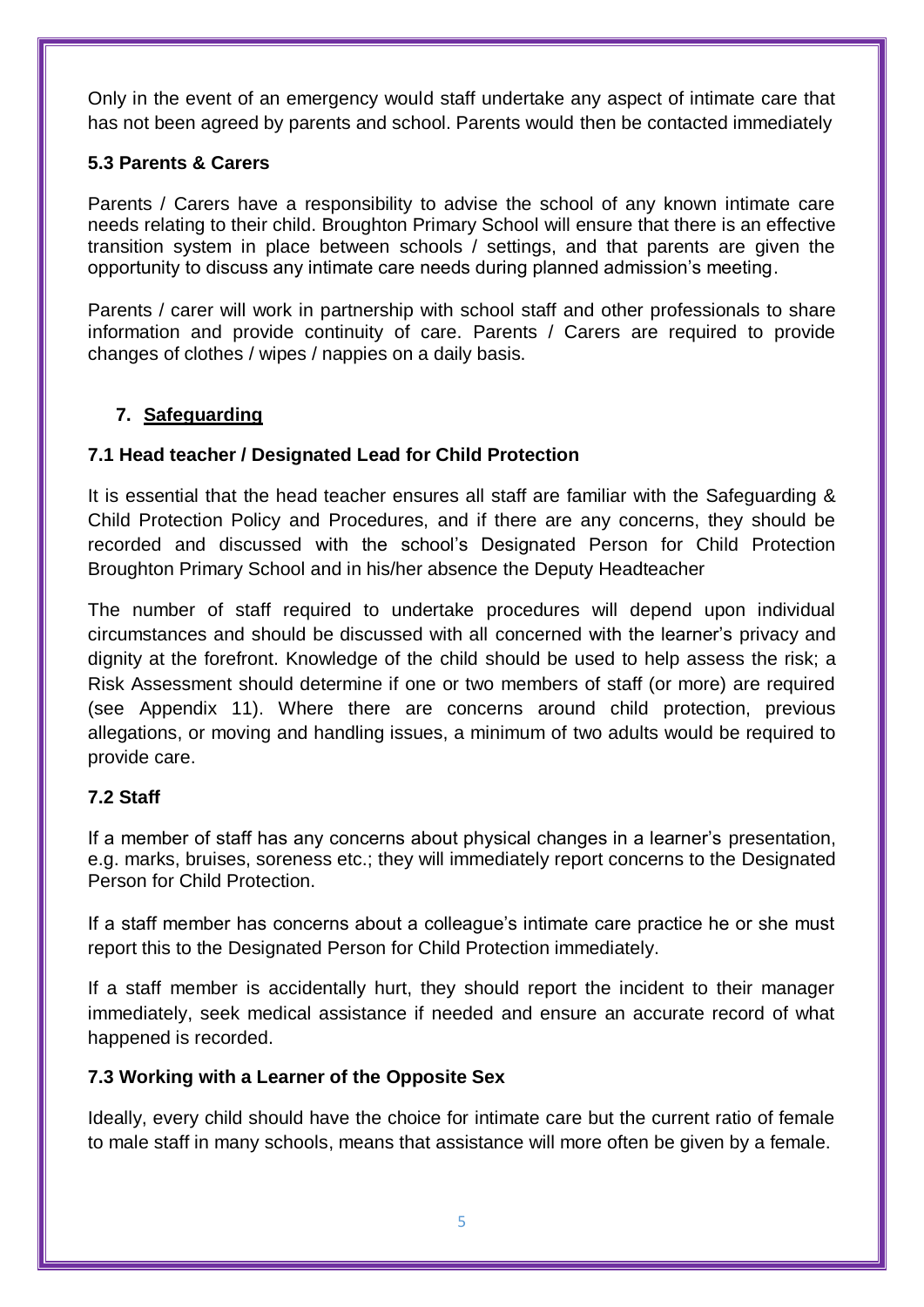Only in the event of an emergency would staff undertake any aspect of intimate care that has not been agreed by parents and school. Parents would then be contacted immediately

### 5.3 Parents & Carers

Parents / Carers have a responsibility to advise the school of any known intimate care needs relating to their child. Broughton Primary School will ensure that there is an effective transition system in place between schools / settings, and that parents are given the opportunity to discuss any intimate care needs during planned admission's meeting.

Parents / carer will work in partnership with school staff and other professionals to share information and provide continuity of care. Parents / Carers are required to provide changes of clothes / wipes / nappies on a daily basis.

## 7. Safeguarding

### 7.1 Head teacher / Designated Lead for Child Protection

It is essential that the head teacher ensures all staff are familiar with the Safeguarding & Child Protection Policy and Procedures, and if there are any concerns, they should be recorded and discussed with the school's Designated Person for Child Protection Broughton Primary School and in his/her absence the Deputy Headteacher

The number of staff required to undertake procedures will depend upon individual circumstances and should be discussed with all concerned with the learner's privacy and dignity at the forefront. Knowledge of the child should be used to help assess the risk; a Risk Assessment should determine if one or two members of staff (or more) are required (see Appendix 11). Where there are concerns around child protection, previous allegations, or moving and handling issues, a minimum of two adults would be required to provide care.

### 7.2 Staff

If a member of staff has any concerns about physical changes in a learner's presentation, e.g. marks, bruises, soreness etc.; they will immediately report concerns to the Designated Person for Child Protection.

If a staff member has concerns about a colleague's intimate care practice he or she must report this to the Designated Person for Child Protection immediately.

If a staff member is accidentally hurt, they should report the incident to their manager immediately, seek medical assistance if needed and ensure an accurate record of what happened is recorded.

### 7.3 Working with a Learner of the Opposite Sex

Ideally, every child should have the choice for intimate care but the current ratio of female to male staff in many schools, means that assistance will more often be given by a female.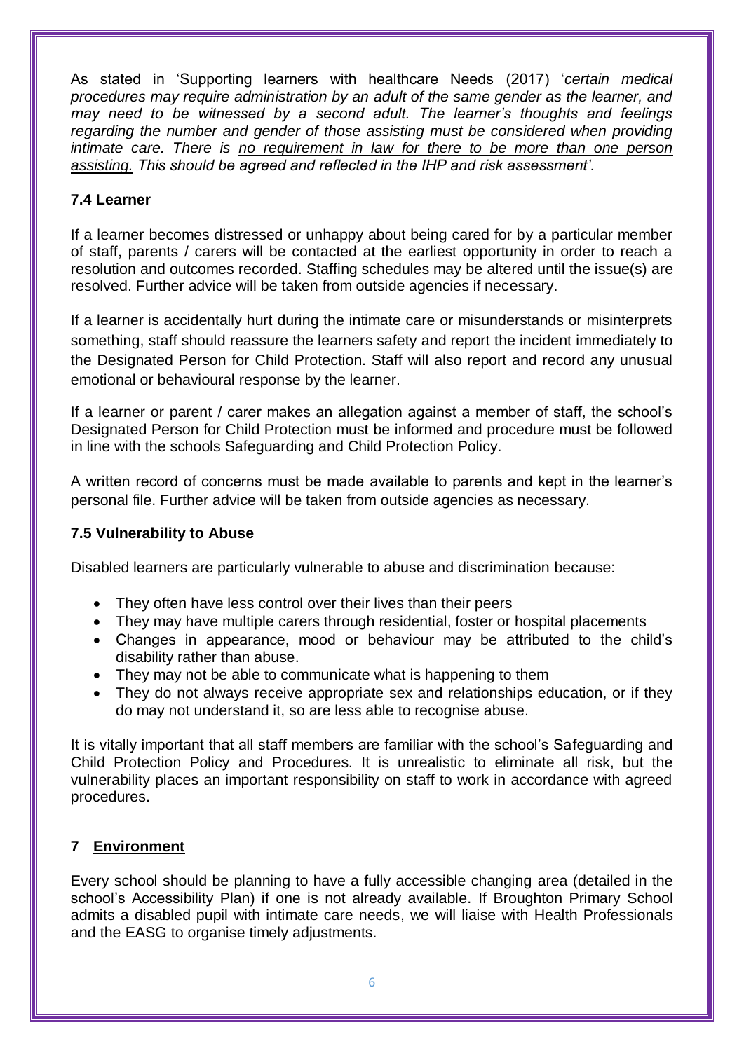As stated in 'Supporting learners with healthcare Needs (2017) '*certain medical procedures may require administration by an adult of the same gender as the learner, and may need to be witnessed by a second adult. The learner's thoughts and feelings regarding the number and gender of those assisting must be considered when providing intimate care. There is <u>no requirement in law for there to be more than one person assisting.</u> This should be agreed and reflected in the IHP and risk assessment'*.

### 7.4 Learner

If a learner becomes distressed or unhappy about being cared for by a particular member of staff, parents / carers will be contacted at the earliest opportunity in order to reach a resolution and outcomes recorded. Staffing schedules may be altered until the issue(s) are resolved. Further advice will be taken from outside agencies if necessary.

If a learner is accidentally hurt during the intimate care or misunderstands or misinterprets something, staff should reassure the learners safety and report the incident immediately to the Designated Person for Child Protection. Staff will also report and record any unusual emotional or behavioural response by the learner.

If a learner or parent / carer makes an allegation against a member of staff, the school's Designated Person for Child Protection must be informed and procedure must be followed in line with the schools Safeguarding and Child Protection Policy.

A written record of concerns must be made available to parents and kept in the learner's personal file. Further advice will be taken from outside agencies as necessary.

### 7.5 Vulnerability to Abuse

Disabled learners are particularly vulnerable to abuse and discrimination because:

- They often have less control over their lives than their peers
- They may have multiple carers through residential, foster or hospital placements
- Changes in appearance, mood or behaviour may be attributed to the child's disability rather than abuse.
- They may not be able to communicate what is happening to them
- They do not always receive appropriate sex and relationships education, or if they do may not understand it, so are less able to recognise abuse.

It is vitally important that all staff members are familiar with the school's Safeguarding and Child Protection Policy and Procedures. It is unrealistic to eliminate all risk, but the vulnerability places an important responsibility on staff to work in accordance with agreed procedures.

## 7 <u>Environment</u>

Every school should be planning to have a fully accessible changing area (detailed in the school's Accessibility Plan) if one is not already available. If Broughton Primary School admits a disabled pupil with intimate care needs, we will liaise with Health Professionals and the EASG to organise timely adjustments.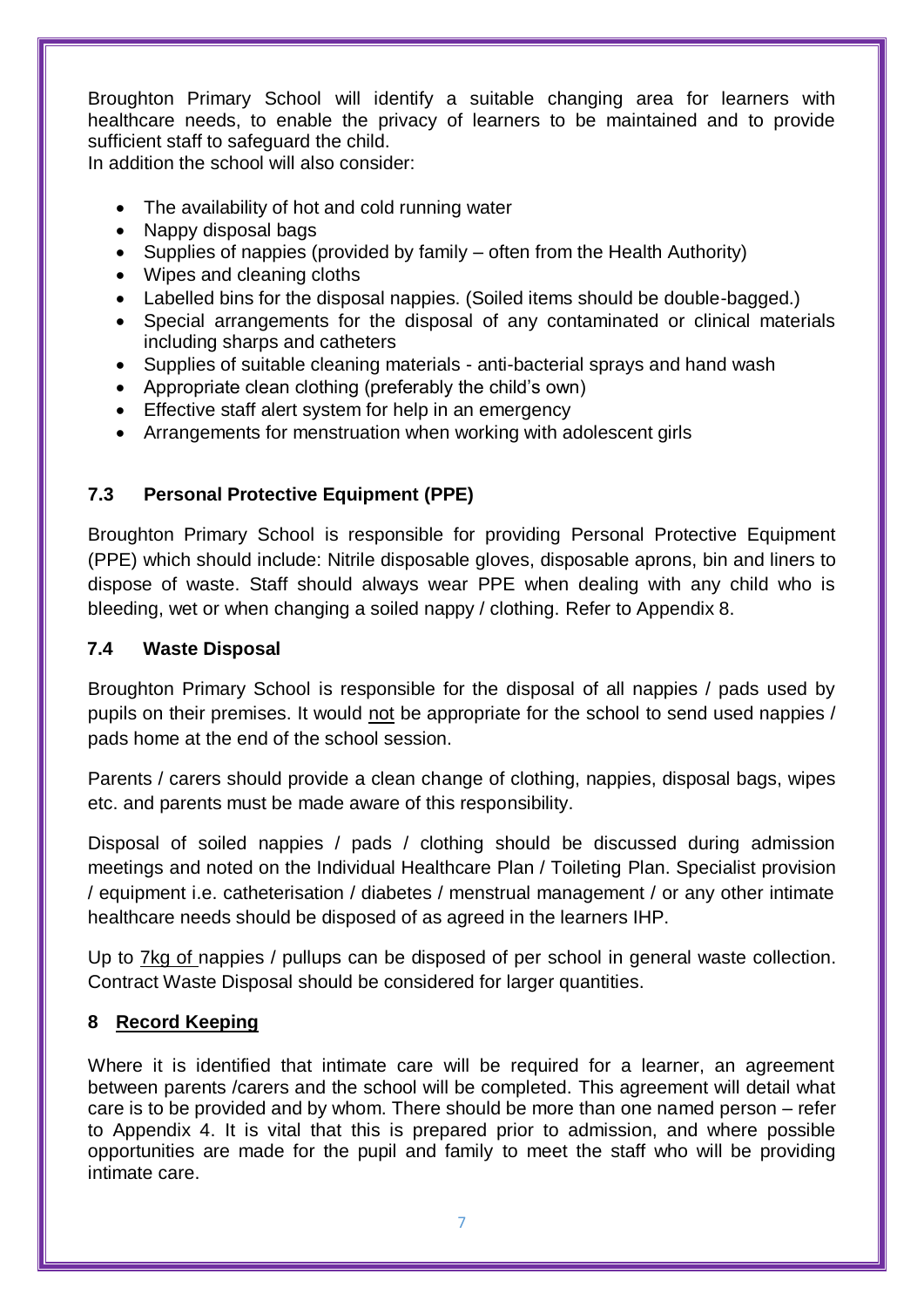Broughton Primary School will identify a suitable changing area for learners with healthcare needs, to enable the privacy of learners to be maintained and to provide sufficient staff to safeguard the child.
In addition the school will also consider:

- The availability of hot and cold running water
- Nappy disposal bags
- Supplies of nappies (provided by family – often from the Health Authority)
- Wipes and cleaning cloths
- Labelled bins for the disposal nappies. (Soiled items should be double-bagged.)
- Special arrangements for the disposal of any contaminated or clinical materials including sharps and catheters
- Supplies of suitable cleaning materials - anti-bacterial sprays and hand wash
- Appropriate clean clothing (preferably the child's own)
- Effective staff alert system for help in an emergency
- Arrangements for menstruation when working with adolescent girls

### 7.3 Personal Protective Equipment (PPE)

Broughton Primary School is responsible for providing Personal Protective Equipment (PPE) which should include: Nitrile disposable gloves, disposable aprons, bin and liners to dispose of waste. Staff should always wear PPE when dealing with any child who is bleeding, wet or when changing a soiled nappy / clothing. Refer to Appendix 8.

### 7.4 Waste Disposal

Broughton Primary School is responsible for the disposal of all nappies / pads used by pupils on their premises. It would not be appropriate for the school to send used nappies / pads home at the end of the school session.

Parents / carers should provide a clean change of clothing, nappies, disposal bags, wipes etc. and parents must be made aware of this responsibility.

Disposal of soiled nappies / pads / clothing should be discussed during admission meetings and noted on the Individual Healthcare Plan / Toileting Plan. Specialist provision / equipment i.e. catheterisation / diabetes / menstrual management / or any other intimate healthcare needs should be disposed of as agreed in the learners IHP.

Up to 7kg of nappies / pullups can be disposed of per school in general waste collection. Contract Waste Disposal should be considered for larger quantities.

## 8 Record Keeping

Where it is identified that intimate care will be required for a learner, an agreement between parents /carers and the school will be completed. This agreement will detail what care is to be provided and by whom. There should be more than one named person – refer to Appendix 4. It is vital that this is prepared prior to admission, and where possible opportunities are made for the pupil and family to meet the staff who will be providing intimate care.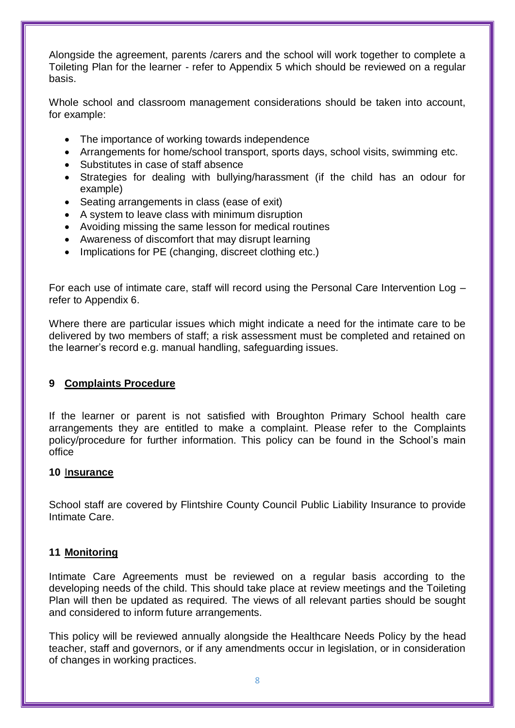Alongside the agreement, parents /carers and the school will work together to complete a Toileting Plan for the learner - refer to Appendix 5 which should be reviewed on a regular basis.

Whole school and classroom management considerations should be taken into account, for example:

- The importance of working towards independence
- Arrangements for home/school transport, sports days, school visits, swimming etc.
- Substitutes in case of staff absence
- Strategies for dealing with bullying/harassment (if the child has an odour for example)
- Seating arrangements in class (ease of exit)
- A system to leave class with minimum disruption
- Avoiding missing the same lesson for medical routines
- Awareness of discomfort that may disrupt learning
- Implications for PE (changing, discreet clothing etc.)

For each use of intimate care, staff will record using the Personal Care Intervention Log – refer to Appendix 6.

Where there are particular issues which might indicate a need for the intimate care to be delivered by two members of staff; a risk assessment must be completed and retained on the learner's record e.g. manual handling, safeguarding issues.

## 9 Complaints Procedure

If the learner or parent is not satisfied with Broughton Primary School health care arrangements they are entitled to make a complaint. Please refer to the Complaints policy/procedure for further information. This policy can be found in the School's main office

## 10 Insurance

School staff are covered by Flintshire County Council Public Liability Insurance to provide Intimate Care.

## 11 Monitoring

Intimate Care Agreements must be reviewed on a regular basis according to the developing needs of the child. This should take place at review meetings and the Toileting Plan will then be updated as required. The views of all relevant parties should be sought and considered to inform future arrangements.

This policy will be reviewed annually alongside the Healthcare Needs Policy by the head teacher, staff and governors, or if any amendments occur in legislation, or in consideration of changes in working practices.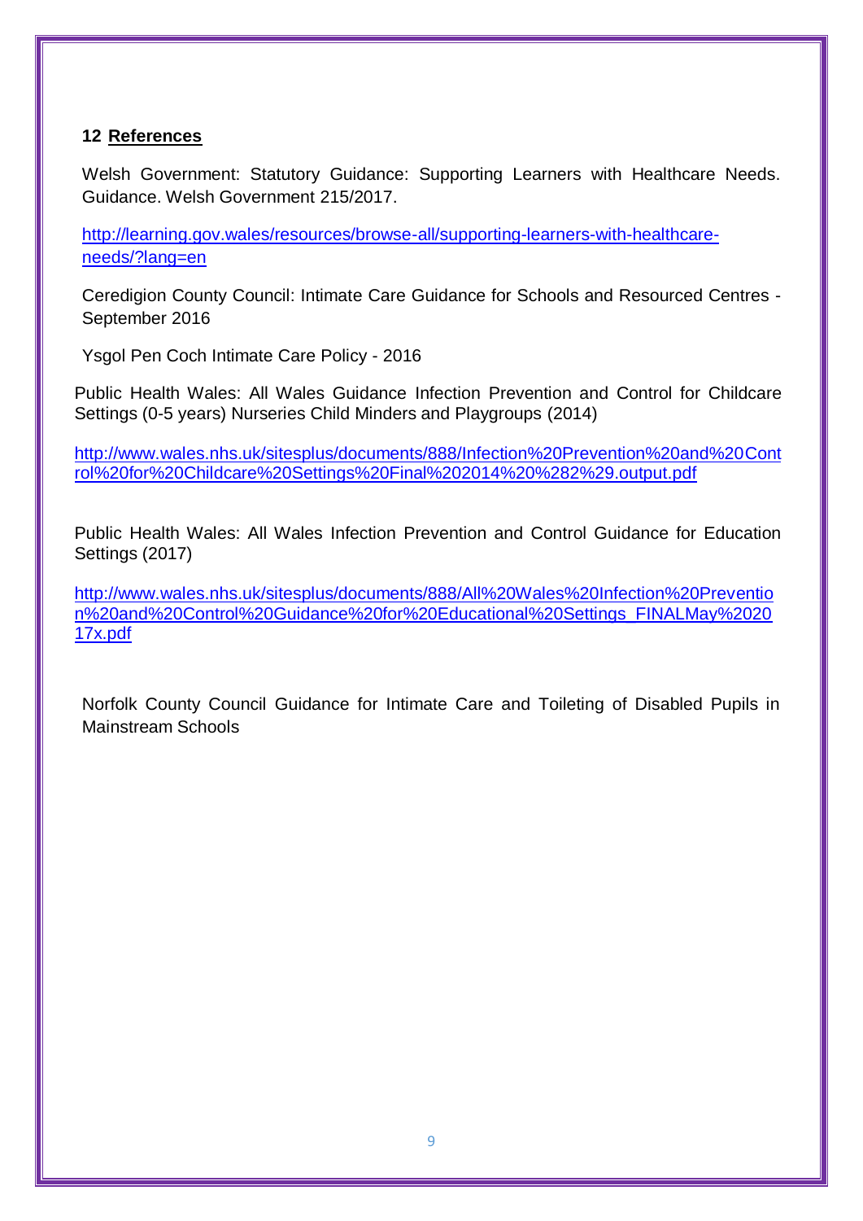## 12 References

Welsh Government: Statutory Guidance: Supporting Learners with Healthcare Needs. Guidance. Welsh Government 215/2017.

http://learning.gov.wales/resources/browse-all/supporting-learners-with-healthcare-needs/?lang=en

Ceredigion County Council: Intimate Care Guidance for Schools and Resourced Centres - September 2016

Ysgol Pen Coch Intimate Care Policy - 2016

Public Health Wales: All Wales Guidance Infection Prevention and Control for Childcare Settings (0-5 years) Nurseries Child Minders and Playgroups (2014)

http://www.wales.nhs.uk/sitesplus/documents/888/Infection%20Prevention%20and%20Control%20for%20Childcare%20Settings%20Final%202014%20%282%29.output.pdf

Public Health Wales: All Wales Infection Prevention and Control Guidance for Education Settings (2017)

http://www.wales.nhs.uk/sitesplus/documents/888/All%20Wales%20Infection%20Prevention%20and%20Control%20Guidance%20for%20Educational%20Settings_FINALMay%202017x.pdf

Norfolk County Council Guidance for Intimate Care and Toileting of Disabled Pupils in Mainstream Schools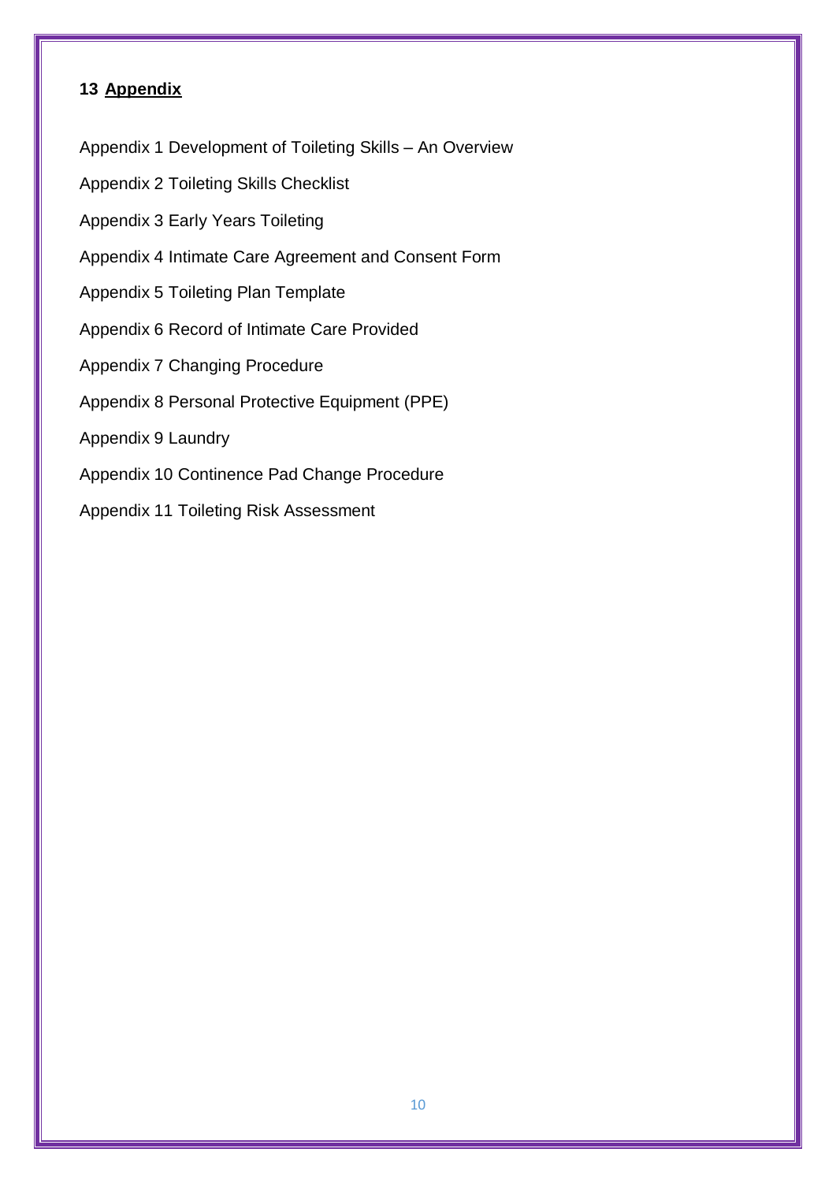## 13 Appendix

Appendix 1 Development of Toileting Skills – An Overview

Appendix 2 Toileting Skills Checklist

Appendix 3 Early Years Toileting

Appendix 4 Intimate Care Agreement and Consent Form

Appendix 5 Toileting Plan Template

Appendix 6 Record of Intimate Care Provided

Appendix 7 Changing Procedure

Appendix 8 Personal Protective Equipment (PPE)

Appendix 9 Laundry

Appendix 10 Continence Pad Change Procedure

Appendix 11 Toileting Risk Assessment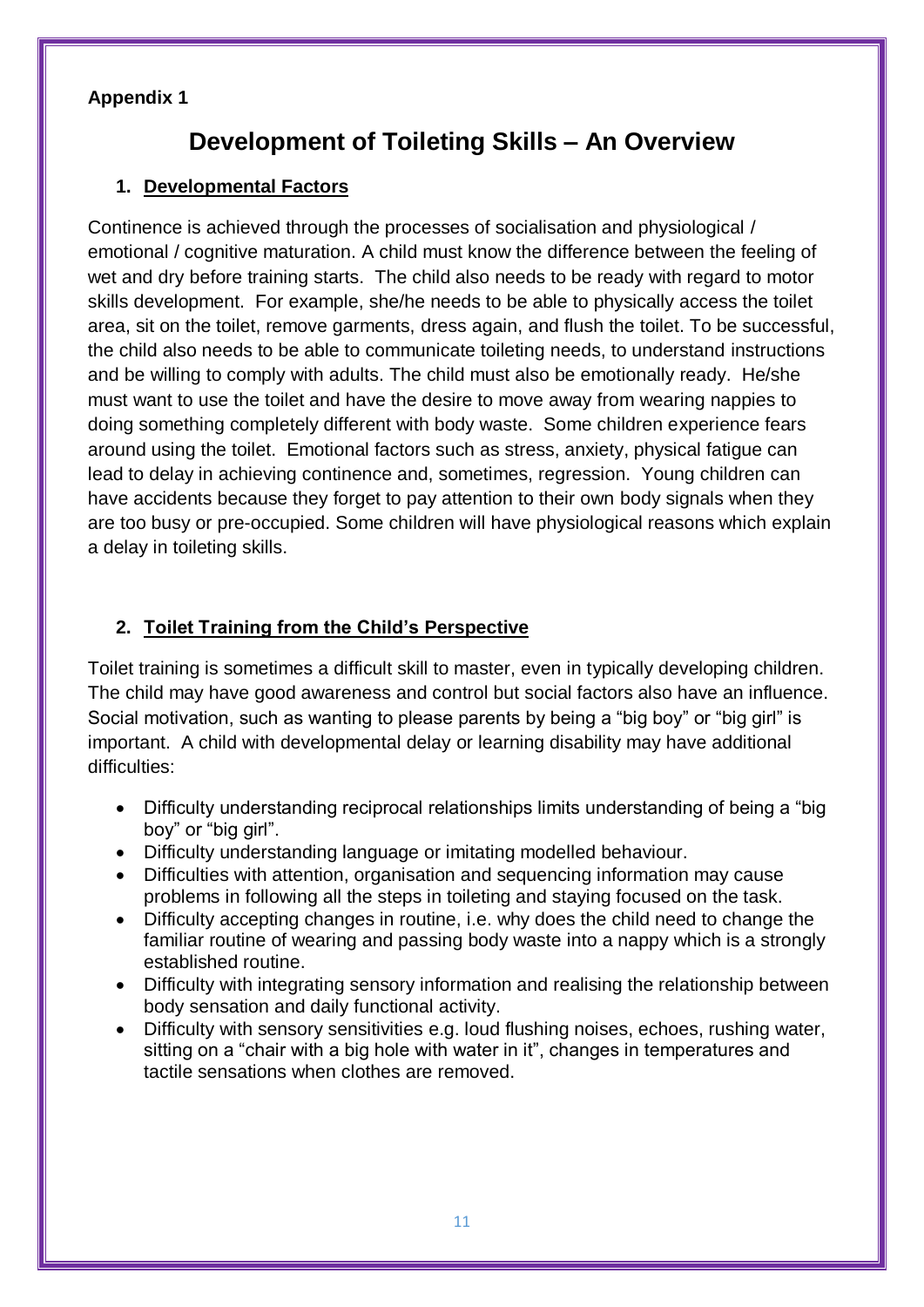**Appendix 1**

# Development of Toileting Skills – An Overview

## 1. Developmental Factors

Continence is achieved through the processes of socialisation and physiological / emotional / cognitive maturation. A child must know the difference between the feeling of wet and dry before training starts. The child also needs to be ready with regard to motor skills development. For example, she/he needs to be able to physically access the toilet area, sit on the toilet, remove garments, dress again, and flush the toilet. To be successful, the child also needs to be able to communicate toileting needs, to understand instructions and be willing to comply with adults. The child must also be emotionally ready. He/she must want to use the toilet and have the desire to move away from wearing nappies to doing something completely different with body waste. Some children experience fears around using the toilet. Emotional factors such as stress, anxiety, physical fatigue can lead to delay in achieving continence and, sometimes, regression. Young children can have accidents because they forget to pay attention to their own body signals when they are too busy or pre-occupied. Some children will have physiological reasons which explain a delay in toileting skills.

## 2. Toilet Training from the Child's Perspective

Toilet training is sometimes a difficult skill to master, even in typically developing children. The child may have good awareness and control but social factors also have an influence. Social motivation, such as wanting to please parents by being a "big boy" or "big girl" is important. A child with developmental delay or learning disability may have additional difficulties:

- Difficulty understanding reciprocal relationships limits understanding of being a "big boy" or "big girl".
- Difficulty understanding language or imitating modelled behaviour.
- Difficulties with attention, organisation and sequencing information may cause problems in following all the steps in toileting and staying focused on the task.
- Difficulty accepting changes in routine, i.e. why does the child need to change the familiar routine of wearing and passing body waste into a nappy which is a strongly established routine.
- Difficulty with integrating sensory information and realising the relationship between body sensation and daily functional activity.
- Difficulty with sensory sensitivities e.g. loud flushing noises, echoes, rushing water, sitting on a "chair with a big hole with water in it", changes in temperatures and tactile sensations when clothes are removed.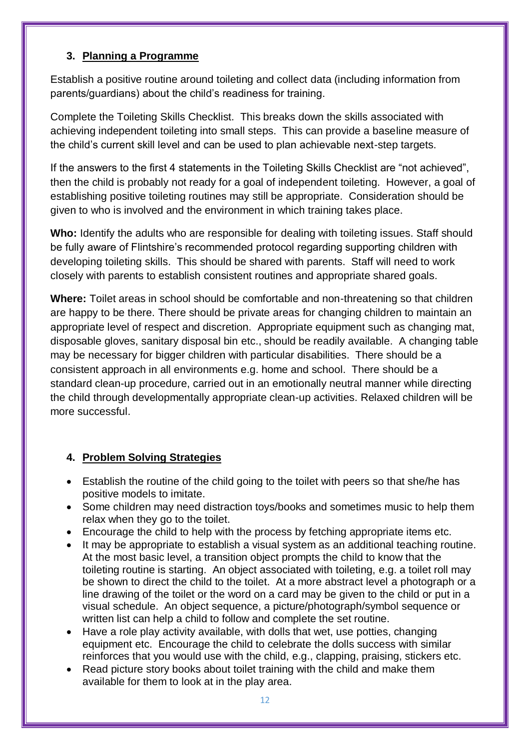## 3. Planning a Programme

Establish a positive routine around toileting and collect data (including information from parents/guardians) about the child's readiness for training.

Complete the Toileting Skills Checklist. This breaks down the skills associated with achieving independent toileting into small steps. This can provide a baseline measure of the child's current skill level and can be used to plan achievable next-step targets.

If the answers to the first 4 statements in the Toileting Skills Checklist are "not achieved", then the child is probably not ready for a goal of independent toileting. However, a goal of establishing positive toileting routines may still be appropriate. Consideration should be given to who is involved and the environment in which training takes place.

**Who:** Identify the adults who are responsible for dealing with toileting issues. Staff should be fully aware of Flintshire's recommended protocol regarding supporting children with developing toileting skills. This should be shared with parents. Staff will need to work closely with parents to establish consistent routines and appropriate shared goals.

**Where:** Toilet areas in school should be comfortable and non-threatening so that children are happy to be there. There should be private areas for changing children to maintain an appropriate level of respect and discretion. Appropriate equipment such as changing mat, disposable gloves, sanitary disposal bin etc., should be readily available. A changing table may be necessary for bigger children with particular disabilities. There should be a consistent approach in all environments e.g. home and school. There should be a standard clean-up procedure, carried out in an emotionally neutral manner while directing the child through developmentally appropriate clean-up activities. Relaxed children will be more successful.

## 4. Problem Solving Strategies

- Establish the routine of the child going to the toilet with peers so that she/he has positive models to imitate.
- Some children may need distraction toys/books and sometimes music to help them relax when they go to the toilet.
- Encourage the child to help with the process by fetching appropriate items etc.
- It may be appropriate to establish a visual system as an additional teaching routine. At the most basic level, a transition object prompts the child to know that the toileting routine is starting. An object associated with toileting, e.g. a toilet roll may be shown to direct the child to the toilet. At a more abstract level a photograph or a line drawing of the toilet or the word on a card may be given to the child or put in a visual schedule. An object sequence, a picture/photograph/symbol sequence or written list can help a child to follow and complete the set routine.
- Have a role play activity available, with dolls that wet, use potties, changing equipment etc. Encourage the child to celebrate the dolls success with similar reinforces that you would use with the child, e.g., clapping, praising, stickers etc.
- Read picture story books about toilet training with the child and make them available for them to look at in the play area.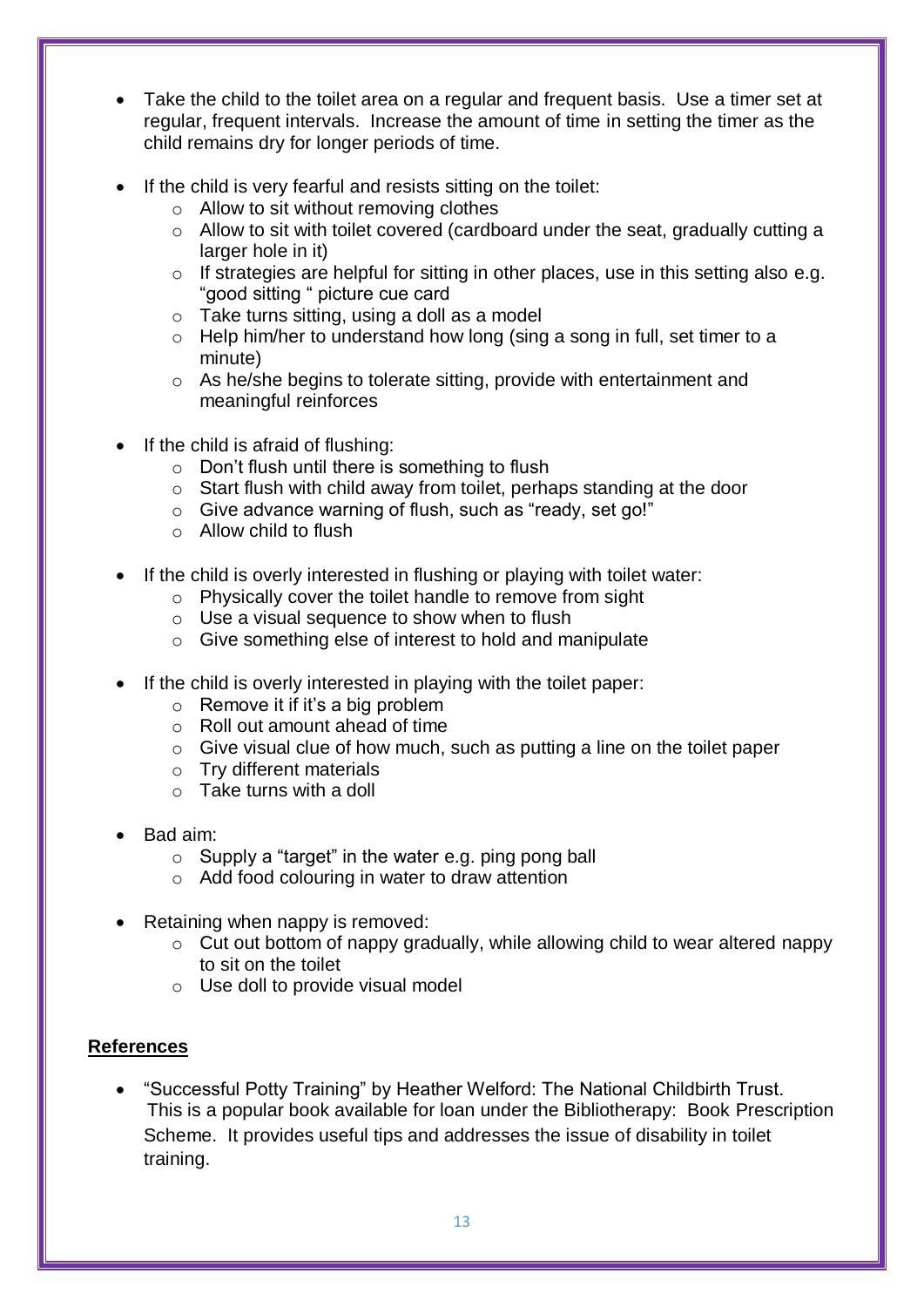- Take the child to the toilet area on a regular and frequent basis. Use a timer set at regular, frequent intervals. Increase the amount of time in setting the timer as the child remains dry for longer periods of time.

- If the child is very fearful and resists sitting on the toilet:
  - Allow to sit without removing clothes
  - Allow to sit with toilet covered (cardboard under the seat, gradually cutting a larger hole in it)
  - If strategies are helpful for sitting in other places, use in this setting also e.g. "good sitting " picture cue card
  - Take turns sitting, using a doll as a model
  - Help him/her to understand how long (sing a song in full, set timer to a minute)
  - As he/she begins to tolerate sitting, provide with entertainment and meaningful reinforces

- If the child is afraid of flushing:
  - Don't flush until there is something to flush
  - Start flush with child away from toilet, perhaps standing at the door
  - Give advance warning of flush, such as "ready, set go!"
  - Allow child to flush

- If the child is overly interested in flushing or playing with toilet water:
  - Physically cover the toilet handle to remove from sight
  - Use a visual sequence to show when to flush
  - Give something else of interest to hold and manipulate

- If the child is overly interested in playing with the toilet paper:
  - Remove it if it's a big problem
  - Roll out amount ahead of time
  - Give visual clue of how much, such as putting a line on the toilet paper
  - Try different materials
  - Take turns with a doll

- Bad aim:
  - Supply a "target" in the water e.g. ping pong ball
  - Add food colouring in water to draw attention

- Retaining when nappy is removed:
  - Cut out bottom of nappy gradually, while allowing child to wear altered nappy to sit on the toilet
  - Use doll to provide visual model

## References

- "Successful Potty Training" by Heather Welford: The National Childbirth Trust. This is a popular book available for loan under the Bibliotherapy: Book Prescription Scheme. It provides useful tips and addresses the issue of disability in toilet training.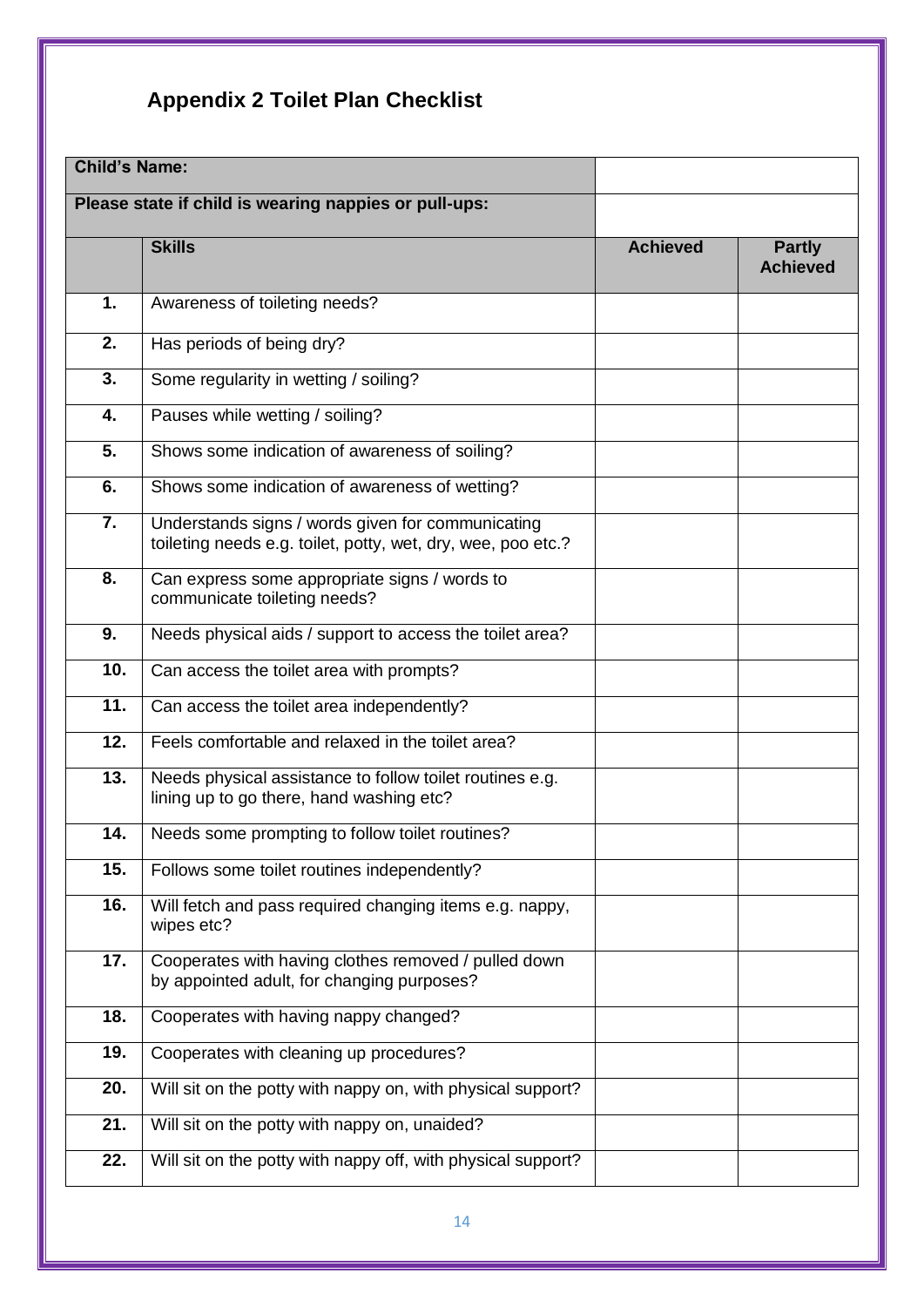## Appendix 2 Toilet Plan Checklist

| **Child's Name:** | | | |
|---|---|---|---|
| **Please state if child is wearing nappies or pull-ups:** | | | |
| | **Skills** | **Achieved** | **Partly Achieved** |
| **1.** | Awareness of toileting needs? | | |
| **2.** | Has periods of being dry? | | |
| **3.** | Some regularity in wetting / soiling? | | |
| **4.** | Pauses while wetting / soiling? | | |
| **5.** | Shows some indication of awareness of soiling? | | |
| **6.** | Shows some indication of awareness of wetting? | | |
| **7.** | Understands signs / words given for communicating toileting needs e.g. toilet, potty, wet, dry, wee, poo etc.? | | |
| **8.** | Can express some appropriate signs / words to communicate toileting needs? | | |
| **9.** | Needs physical aids / support to access the toilet area? | | |
| **10.** | Can access the toilet area with prompts? | | |
| **11.** | Can access the toilet area independently? | | |
| **12.** | Feels comfortable and relaxed in the toilet area? | | |
| **13.** | Needs physical assistance to follow toilet routines e.g. lining up to go there, hand washing etc? | | |
| **14.** | Needs some prompting to follow toilet routines? | | |
| **15.** | Follows some toilet routines independently? | | |
| **16.** | Will fetch and pass required changing items e.g. nappy, wipes etc? | | |
| **17.** | Cooperates with having clothes removed / pulled down by appointed adult, for changing purposes? | | |
| **18.** | Cooperates with having nappy changed? | | |
| **19.** | Cooperates with cleaning up procedures? | | |
| **20.** | Will sit on the potty with nappy on, with physical support? | | |
| **21.** | Will sit on the potty with nappy on, unaided? | | |
| **22.** | Will sit on the potty with nappy off, with physical support? | | |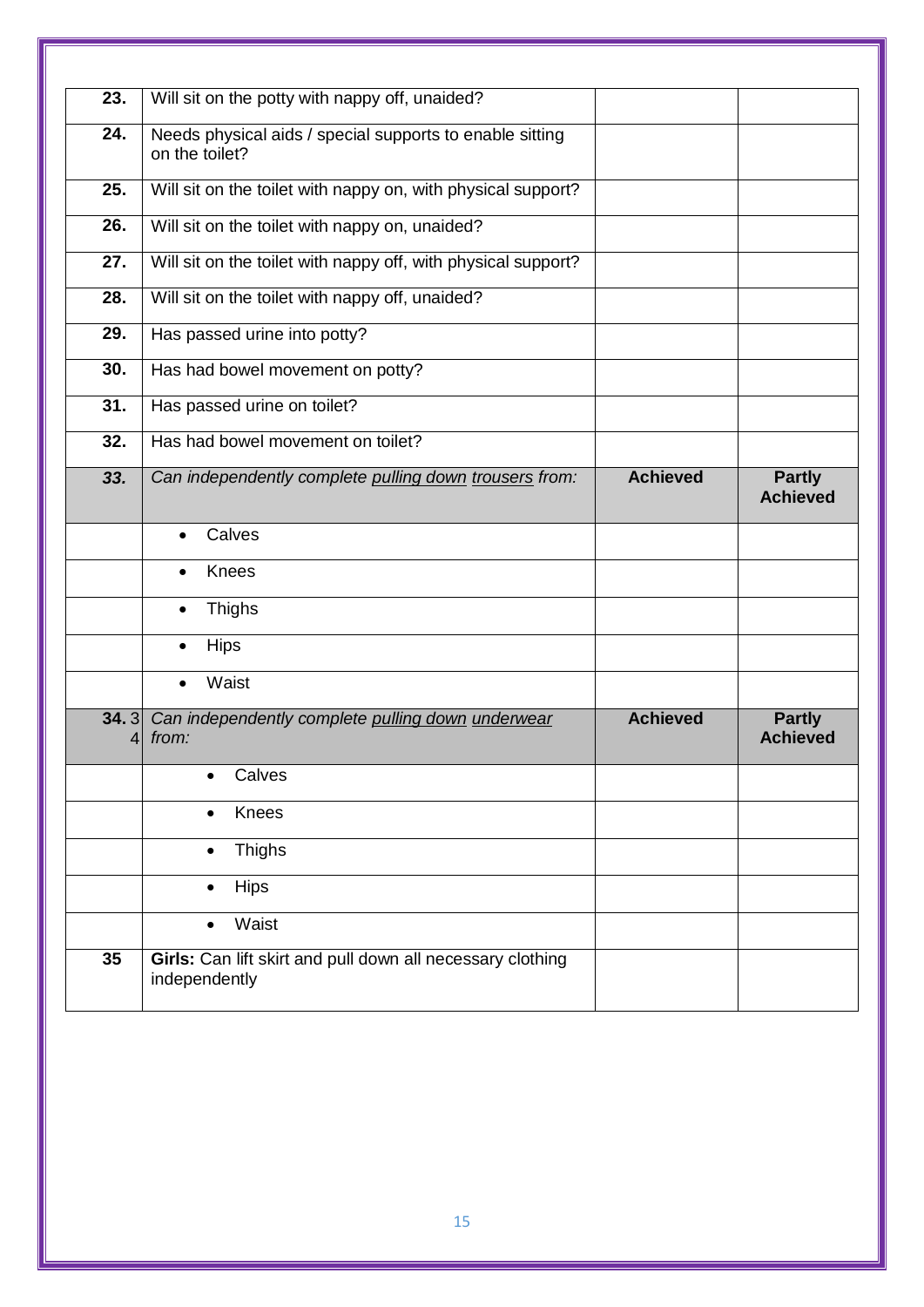| | | | |
|---|---|---|---|
| **23.** | Will sit on the potty with nappy off, unaided? | | |
| **24.** | Needs physical aids / special supports to enable sitting on the toilet? | | |
| **25.** | Will sit on the toilet with nappy on, with physical support? | | |
| **26.** | Will sit on the toilet with nappy on, unaided? | | |
| **27.** | Will sit on the toilet with nappy off, with physical support? | | |
| **28.** | Will sit on the toilet with nappy off, unaided? | | |
| **29.** | Has passed urine into potty? | | |
| **30.** | Has had bowel movement on potty? | | |
| **31.** | Has passed urine on toilet? | | |
| **32.** | Has had bowel movement on toilet? | | |
| ***33.*** | *Can independently complete pulling down trousers from:* | **Achieved** | **Partly Achieved** |
| | • Calves | | |
| | • Knees | | |
| | • Thighs | | |
| | • Hips | | |
| | • Waist | | |
| **34.** 34 | *Can independently complete pulling down underwear from:* | **Achieved** | **Partly Achieved** |
| | • Calves | | |
| | • Knees | | |
| | • Thighs | | |
| | • Hips | | |
| | • Waist | | |
| **35** | **Girls:** Can lift skirt and pull down all necessary clothing independently | | |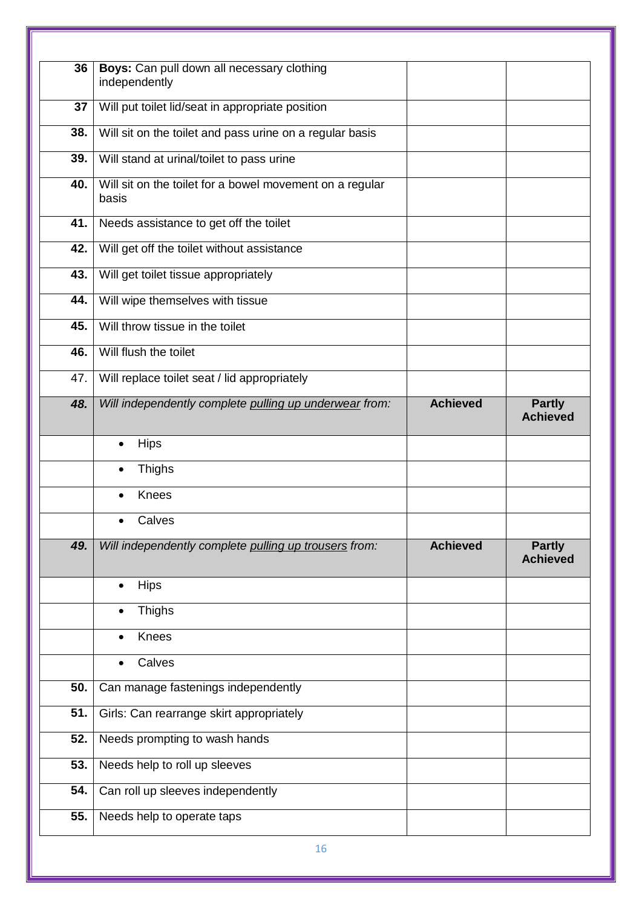| | | | |
|---|---|---|---|
| **36** | **Boys:** Can pull down all necessary clothing independently | | |
| **37** | Will put toilet lid/seat in appropriate position | | |
| **38.** | Will sit on the toilet and pass urine on a regular basis | | |
| **39.** | Will stand at urinal/toilet to pass urine | | |
| **40.** | Will sit on the toilet for a bowel movement on a regular basis | | |
| **41.** | Needs assistance to get off the toilet | | |
| **42.** | Will get off the toilet without assistance | | |
| **43.** | Will get toilet tissue appropriately | | |
| **44.** | Will wipe themselves with tissue | | |
| **45.** | Will throw tissue in the toilet | | |
| **46.** | Will flush the toilet | | |
| 47. | Will replace toilet seat / lid appropriately | | |
| ***48.*** | *Will independently complete <u>pulling up underwear</u> from:* | **Achieved** | **Partly Achieved** |
| | • Hips | | |
| | • Thighs | | |
| | • Knees | | |
| | • Calves | | |
| ***49.*** | *Will independently complete <u>pulling up trousers</u> from:* | **Achieved** | **Partly Achieved** |
| | • Hips | | |
| | • Thighs | | |
| | • Knees | | |
| | • Calves | | |
| **50.** | Can manage fastenings independently | | |
| **51.** | Girls: Can rearrange skirt appropriately | | |
| **52.** | Needs prompting to wash hands | | |
| **53.** | Needs help to roll up sleeves | | |
| **54.** | Can roll up sleeves independently | | |
| **55.** | Needs help to operate taps | | |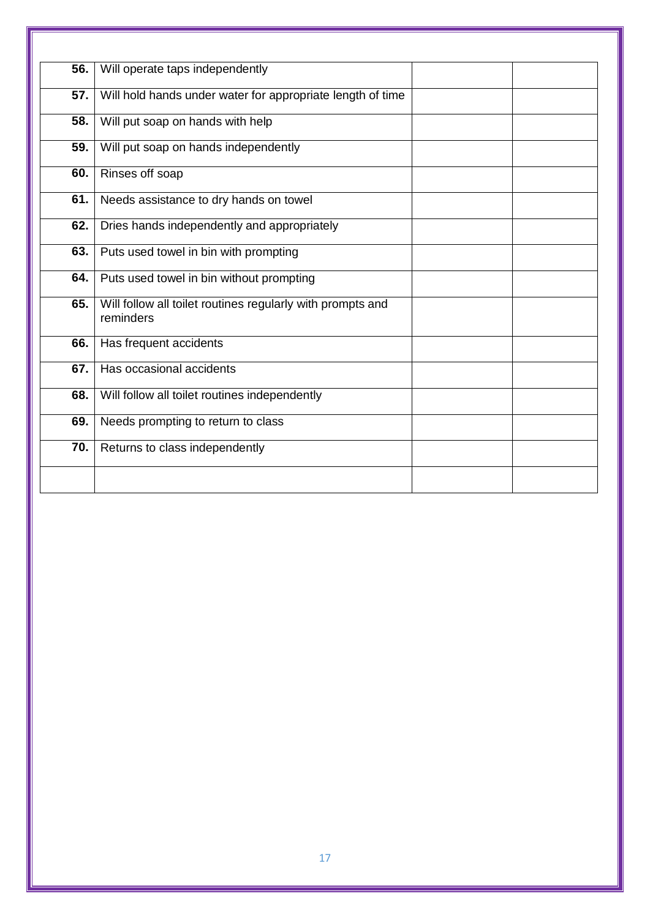| | | | |
|---|---|---|---|
| **56.** | Will operate taps independently | | |
| **57.** | Will hold hands under water for appropriate length of time | | |
| **58.** | Will put soap on hands with help | | |
| **59.** | Will put soap on hands independently | | |
| **60.** | Rinses off soap | | |
| **61.** | Needs assistance to dry hands on towel | | |
| **62.** | Dries hands independently and appropriately | | |
| **63.** | Puts used towel in bin with prompting | | |
| **64.** | Puts used towel in bin without prompting | | |
| **65.** | Will follow all toilet routines regularly with prompts and reminders | | |
| **66.** | Has frequent accidents | | |
| **67.** | Has occasional accidents | | |
| **68.** | Will follow all toilet routines independently | | |
| **69.** | Needs prompting to return to class | | |
| **70.** | Returns to class independently | | |
| | | | |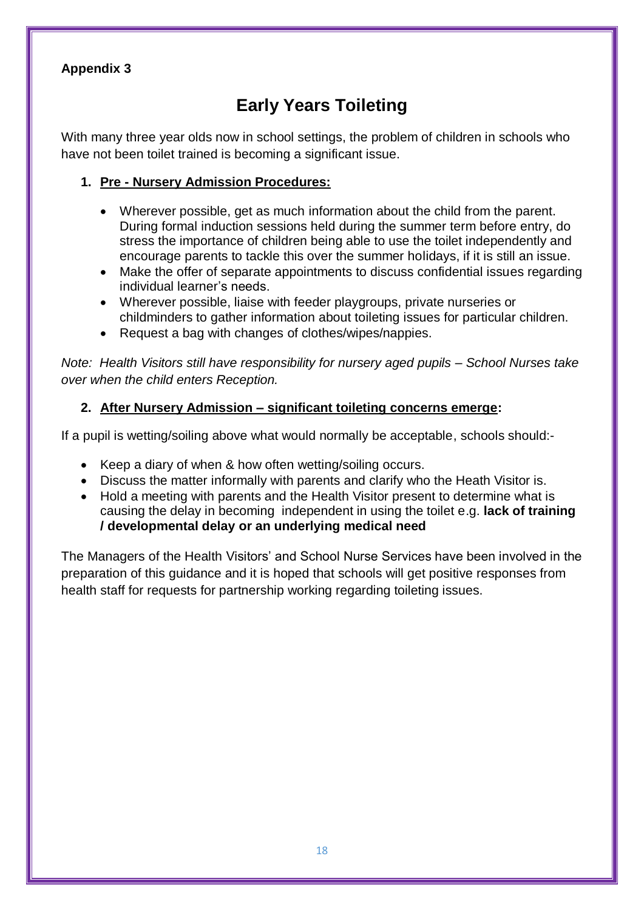**Appendix 3**

# Early Years Toileting

With many three year olds now in school settings, the problem of children in schools who have not been toilet trained is becoming a significant issue.

1. **Pre - Nursery Admission Procedures:**

   - Wherever possible, get as much information about the child from the parent. During formal induction sessions held during the summer term before entry, do stress the importance of children being able to use the toilet independently and encourage parents to tackle this over the summer holidays, if it is still an issue.
   - Make the offer of separate appointments to discuss confidential issues regarding individual learner's needs.
   - Wherever possible, liaise with feeder playgroups, private nurseries or childminders to gather information about toileting issues for particular children.
   - Request a bag with changes of clothes/wipes/nappies.

*Note: Health Visitors still have responsibility for nursery aged pupils – School Nurses take over when the child enters Reception.*

2. **After Nursery Admission – significant toileting concerns emerge:**

If a pupil is wetting/soiling above what would normally be acceptable, schools should:-

- Keep a diary of when & how often wetting/soiling occurs.
- Discuss the matter informally with parents and clarify who the Heath Visitor is.
- Hold a meeting with parents and the Health Visitor present to determine what is causing the delay in becoming independent in using the toilet e.g. **lack of training / developmental delay or an underlying medical need**

The Managers of the Health Visitors' and School Nurse Services have been involved in the preparation of this guidance and it is hoped that schools will get positive responses from health staff for requests for partnership working regarding toileting issues.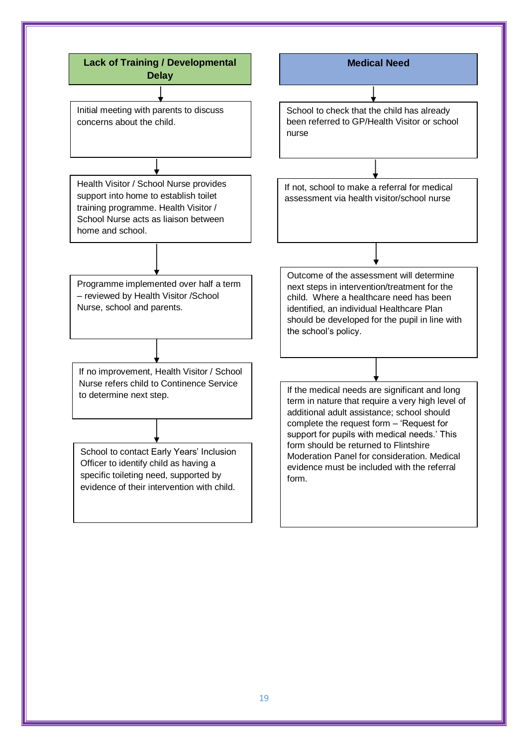## Lack of Training / Developmental Delay

Initial meeting with parents to discuss concerns about the child.

↓

Health Visitor / School Nurse provides support into home to establish toilet training programme. Health Visitor / School Nurse acts as liaison between home and school.

↓

Programme implemented over half a term – reviewed by Health Visitor /School Nurse, school and parents.

↓

If no improvement, Health Visitor / School Nurse refers child to Continence Service to determine next step.

↓

School to contact Early Years' Inclusion Officer to identify child as having a specific toileting need, supported by evidence of their intervention with child.

## Medical Need

School to check that the child has already been referred to GP/Health Visitor or school nurse

↓

If not, school to make a referral for medical assessment via health visitor/school nurse

↓

Outcome of the assessment will determine next steps in intervention/treatment for the child. Where a healthcare need has been identified, an individual Healthcare Plan should be developed for the pupil in line with the school's policy.

↓

If the medical needs are significant and long term in nature that require a very high level of additional adult assistance; school should complete the request form – 'Request for support for pupils with medical needs.' This form should be returned to Flintshire Moderation Panel for consideration. Medical evidence must be included with the referral form.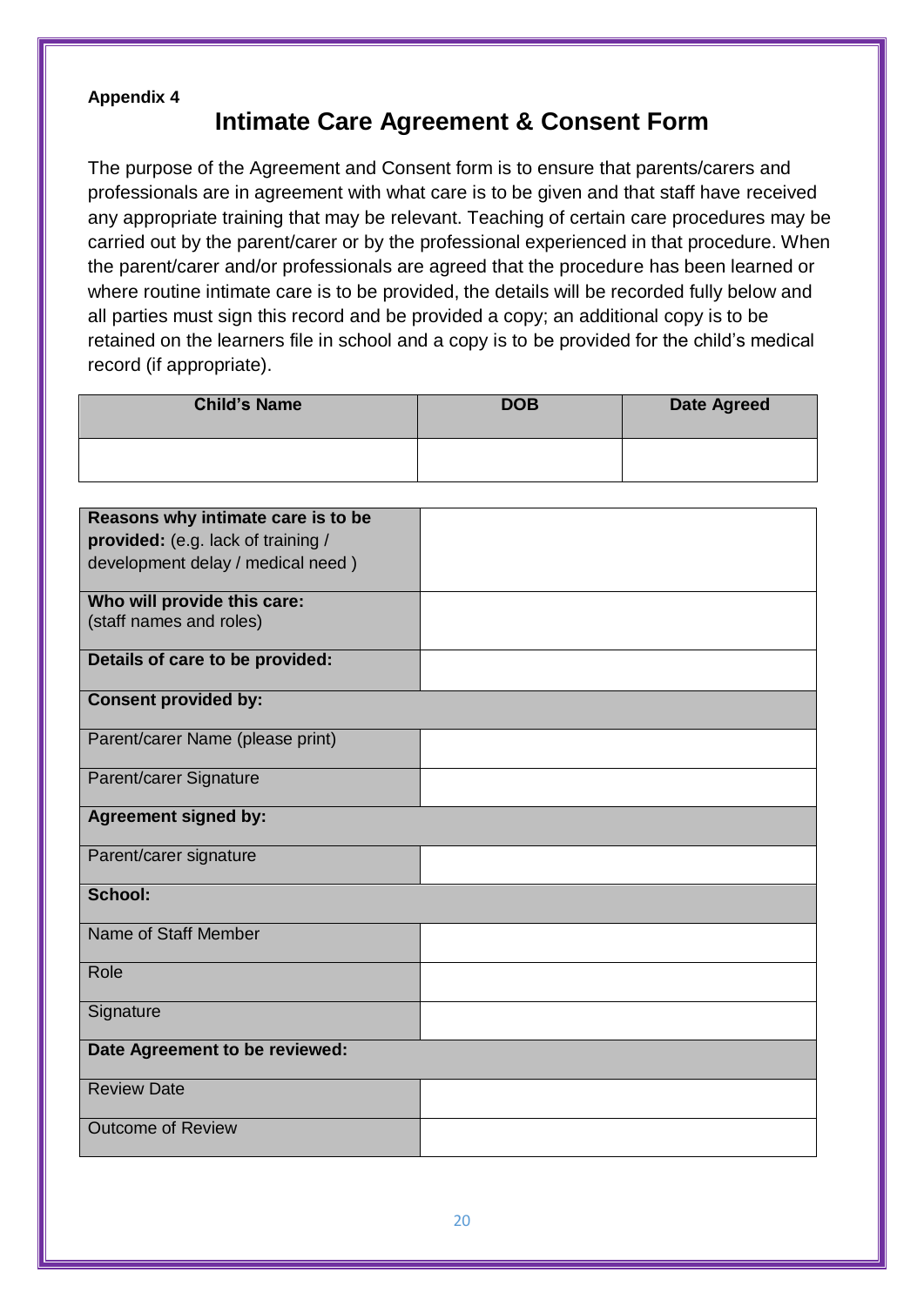**Appendix 4**

# Intimate Care Agreement & Consent Form

The purpose of the Agreement and Consent form is to ensure that parents/carers and professionals are in agreement with what care is to be given and that staff have received any appropriate training that may be relevant. Teaching of certain care procedures may be carried out by the parent/carer or by the professional experienced in that procedure. When the parent/carer and/or professionals are agreed that the procedure has been learned or where routine intimate care is to be provided, the details will be recorded fully below and all parties must sign this record and be provided a copy; an additional copy is to be retained on the learners file in school and a copy is to be provided for the child's medical record (if appropriate).

| Child's Name | DOB | Date Agreed |
|---|---|---|
| | | |

| | |
|---|---|
| **Reasons why intimate care is to be provided:** (e.g. lack of training / development delay / medical need ) | |
| **Who will provide this care:** (staff names and roles) | |
| **Details of care to be provided:** | |
| **Consent provided by:** | |
| Parent/carer Name (please print) | |
| Parent/carer Signature | |
| **Agreement signed by:** | |
| Parent/carer signature | |
| **School:** | |
| Name of Staff Member | |
| Role | |
| Signature | |
| **Date Agreement to be reviewed:** | |
| Review Date | |
| Outcome of Review | |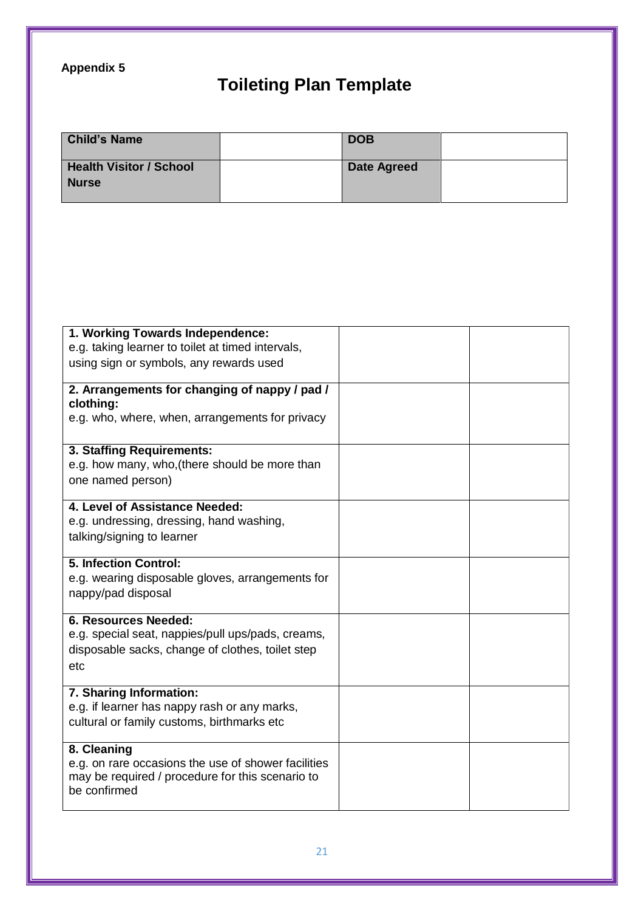**Appendix 5**

# Toileting Plan Template

| **Child's Name** | | **DOB** | |
|---|---|---|---|
| **Health Visitor / School Nurse** | | **Date Agreed** | |

| | | |
|---|---|---|
| **1. Working Towards Independence:** e.g. taking learner to toilet at timed intervals, using sign or symbols, any rewards used | | |
| **2. Arrangements for changing of nappy / pad / clothing:** e.g. who, where, when, arrangements for privacy | | |
| **3. Staffing Requirements:** e.g. how many, who,(there should be more than one named person) | | |
| **4. Level of Assistance Needed:** e.g. undressing, dressing, hand washing, talking/signing to learner | | |
| **5. Infection Control:** e.g. wearing disposable gloves, arrangements for nappy/pad disposal | | |
| **6. Resources Needed:** e.g. special seat, nappies/pull ups/pads, creams, disposable sacks, change of clothes, toilet step etc | | |
| **7. Sharing Information:** e.g. if learner has nappy rash or any marks, cultural or family customs, birthmarks etc | | |
| **8. Cleaning** e.g. on rare occasions the use of shower facilities may be required / procedure for this scenario to be confirmed | | |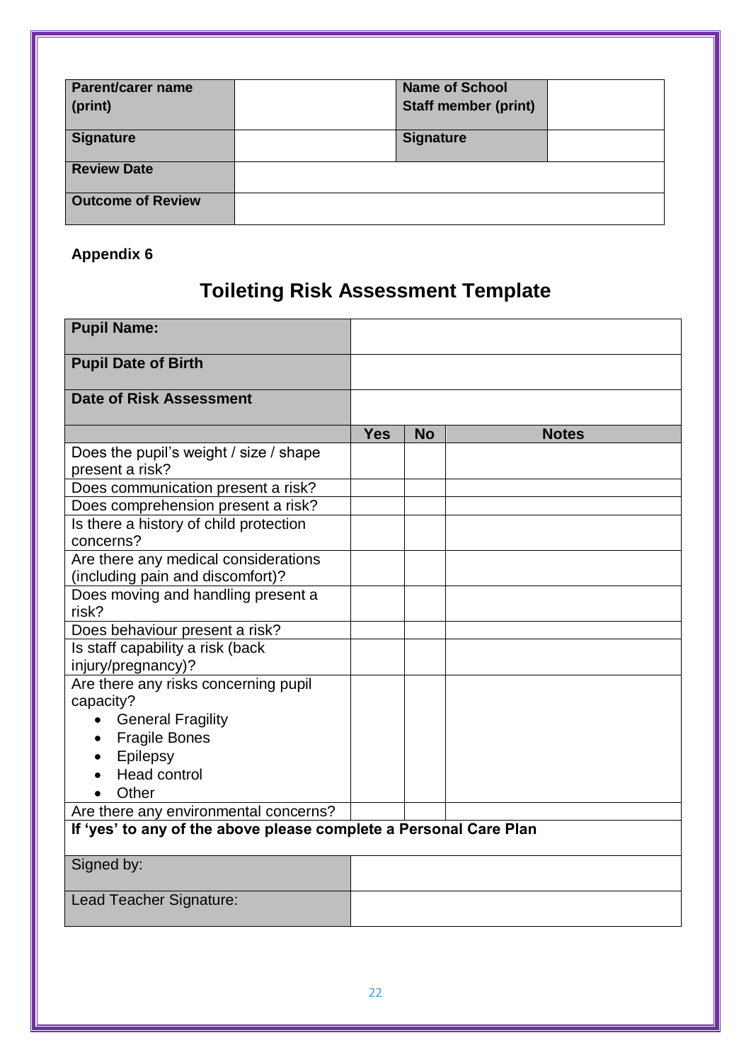| | | | |
|---|---|---|---|
| **Parent/carer name (print)** | | **Name of School Staff member (print)** | |
| **Signature** | | **Signature** | |
| **Review Date** | | | |
| **Outcome of Review** | | | |

**Appendix 6**

# Toileting Risk Assessment Template

| | | | |
|---|---|---|---|
| **Pupil Name:** | | | |
| **Pupil Date of Birth** | | | |
| **Date of Risk Assessment** | | | |
| | **Yes** | **No** | **Notes** |
| Does the pupil's weight / size / shape present a risk? | | | |
| Does communication present a risk? | | | |
| Does comprehension present a risk? | | | |
| Is there a history of child protection concerns? | | | |
| Are there any medical considerations (including pain and discomfort)? | | | |
| Does moving and handling present a risk? | | | |
| Does behaviour present a risk? | | | |
| Is staff capability a risk (back injury/pregnancy)? | | | |
| Are there any risks concerning pupil capacity?<br>• General Fragility<br>• Fragile Bones<br>• Epilepsy<br>• Head control<br>• Other | | | |
| Are there any environmental concerns? | | | |
| **If 'yes' to any of the above please complete a Personal Care Plan** | | | |
| Signed by: | | | |
| Lead Teacher Signature: | | | |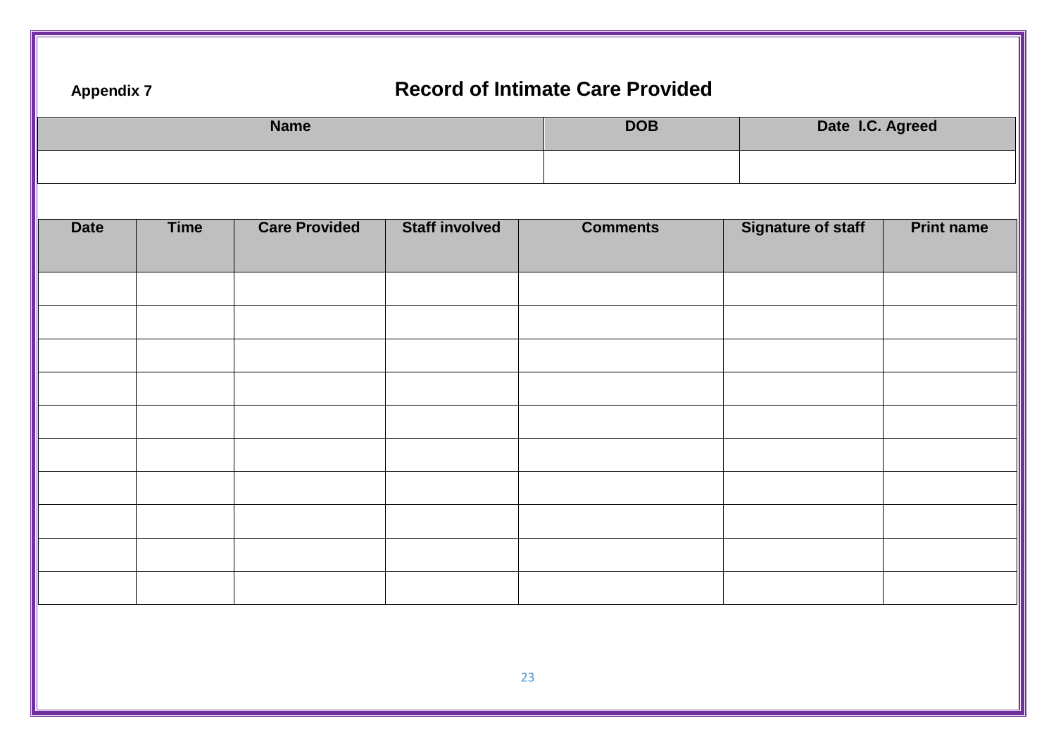**Appendix 7**

# Record of Intimate Care Provided

| Name | DOB | Date I.C. Agreed |
|---|---|---|
| | | |

| Date | Time | Care Provided | Staff involved | Comments | Signature of staff | Print name |
|---|---|---|---|---|---|---|
| | | | | | | |
| | | | | | | |
| | | | | | | |
| | | | | | | |
| | | | | | | |
| | | | | | | |
| | | | | | | |
| | | | | | | |
| | | | | | | |
| | | | | | | |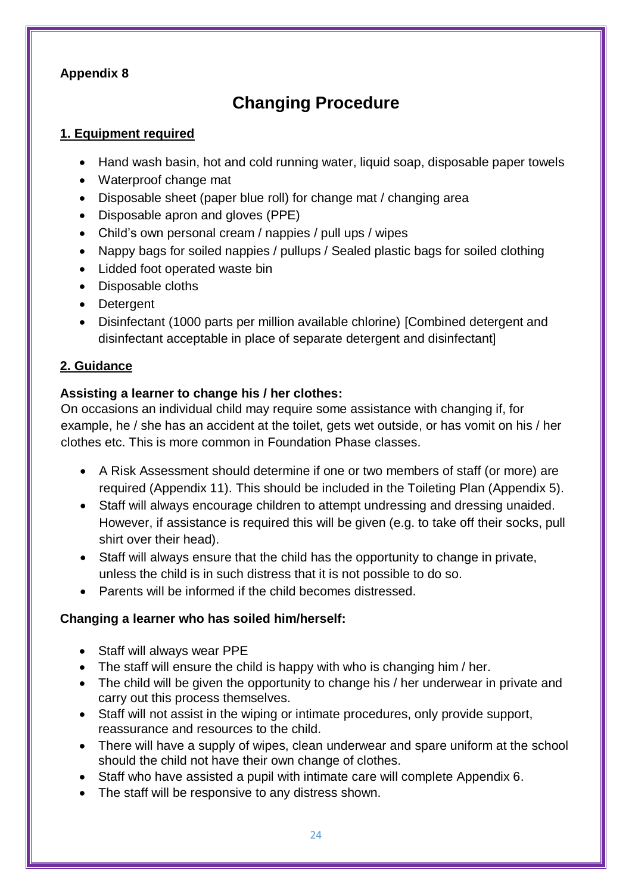**Appendix 8**

# Changing Procedure

## 1. Equipment required

- Hand wash basin, hot and cold running water, liquid soap, disposable paper towels
- Waterproof change mat
- Disposable sheet (paper blue roll) for change mat / changing area
- Disposable apron and gloves (PPE)
- Child's own personal cream / nappies / pull ups / wipes
- Nappy bags for soiled nappies / pullups / Sealed plastic bags for soiled clothing
- Lidded foot operated waste bin
- Disposable cloths
- Detergent
- Disinfectant (1000 parts per million available chlorine) [Combined detergent and disinfectant acceptable in place of separate detergent and disinfectant]

## 2. Guidance

**Assisting a learner to change his / her clothes:**

On occasions an individual child may require some assistance with changing if, for example, he / she has an accident at the toilet, gets wet outside, or has vomit on his / her clothes etc. This is more common in Foundation Phase classes.

- A Risk Assessment should determine if one or two members of staff (or more) are required (Appendix 11). This should be included in the Toileting Plan (Appendix 5).
- Staff will always encourage children to attempt undressing and dressing unaided. However, if assistance is required this will be given (e.g. to take off their socks, pull shirt over their head).
- Staff will always ensure that the child has the opportunity to change in private, unless the child is in such distress that it is not possible to do so.
- Parents will be informed if the child becomes distressed.

**Changing a learner who has soiled him/herself:**

- Staff will always wear PPE
- The staff will ensure the child is happy with who is changing him / her.
- The child will be given the opportunity to change his / her underwear in private and carry out this process themselves.
- Staff will not assist in the wiping or intimate procedures, only provide support, reassurance and resources to the child.
- There will have a supply of wipes, clean underwear and spare uniform at the school should the child not have their own change of clothes.
- Staff who have assisted a pupil with intimate care will complete Appendix 6.
- The staff will be responsive to any distress shown.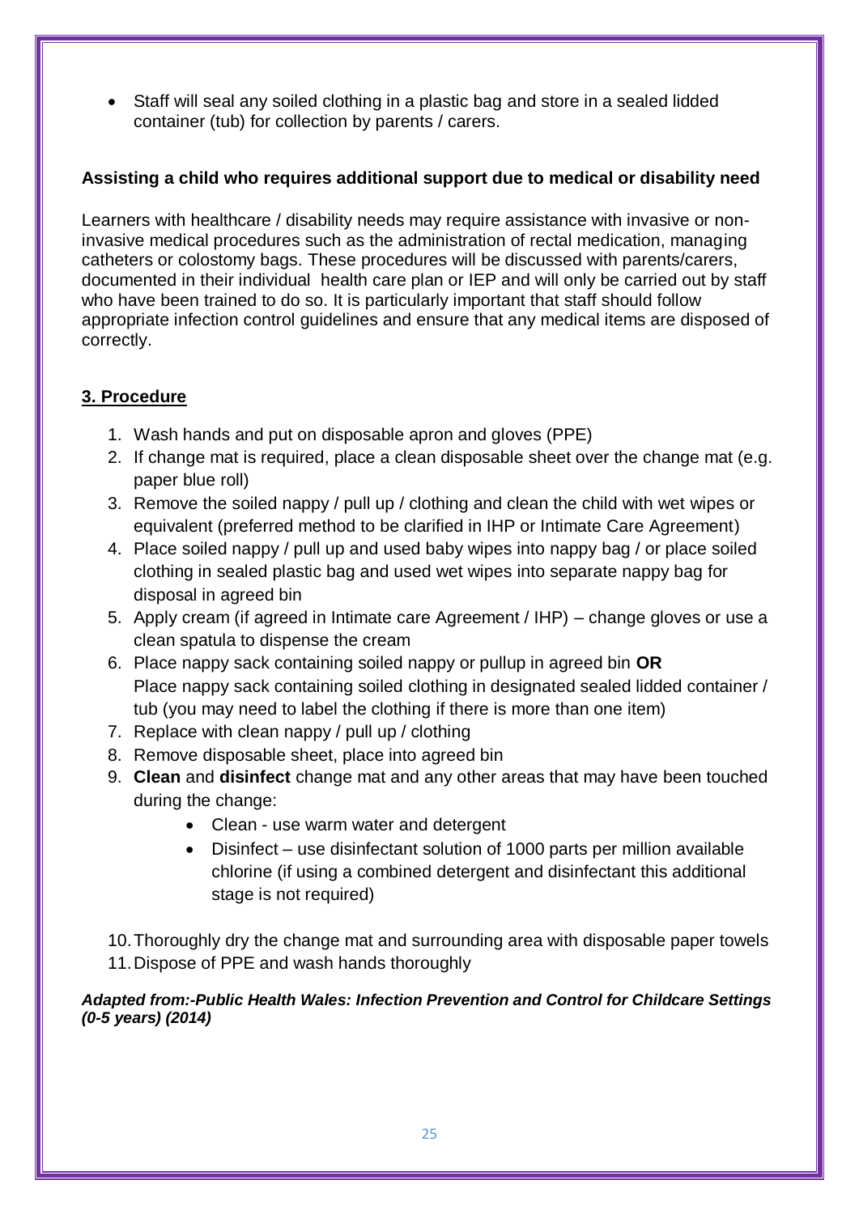- Staff will seal any soiled clothing in a plastic bag and store in a sealed lidded container (tub) for collection by parents / carers.

**Assisting a child who requires additional support due to medical or disability need**

Learners with healthcare / disability needs may require assistance with invasive or non-invasive medical procedures such as the administration of rectal medication, managing catheters or colostomy bags. These procedures will be discussed with parents/carers, documented in their individual health care plan or IEP and will only be carried out by staff who have been trained to do so. It is particularly important that staff should follow appropriate infection control guidelines and ensure that any medical items are disposed of correctly.

## 3. Procedure

1. Wash hands and put on disposable apron and gloves (PPE)
2. If change mat is required, place a clean disposable sheet over the change mat (e.g. paper blue roll)
3. Remove the soiled nappy / pull up / clothing and clean the child with wet wipes or equivalent (preferred method to be clarified in IHP or Intimate Care Agreement)
4. Place soiled nappy / pull up and used baby wipes into nappy bag / or place soiled clothing in sealed plastic bag and used wet wipes into separate nappy bag for disposal in agreed bin
5. Apply cream (if agreed in Intimate care Agreement / IHP) – change gloves or use a clean spatula to dispense the cream
6. Place nappy sack containing soiled nappy or pullup in agreed bin **OR** Place nappy sack containing soiled clothing in designated sealed lidded container / tub (you may need to label the clothing if there is more than one item)
7. Replace with clean nappy / pull up / clothing
8. Remove disposable sheet, place into agreed bin
9. **Clean** and **disinfect** change mat and any other areas that may have been touched during the change:
   - Clean - use warm water and detergent
   - Disinfect – use disinfectant solution of 1000 parts per million available chlorine (if using a combined detergent and disinfectant this additional stage is not required)
10. Thoroughly dry the change mat and surrounding area with disposable paper towels
11. Dispose of PPE and wash hands thoroughly

***Adapted from:-Public Health Wales: Infection Prevention and Control for Childcare Settings (0-5 years) (2014)***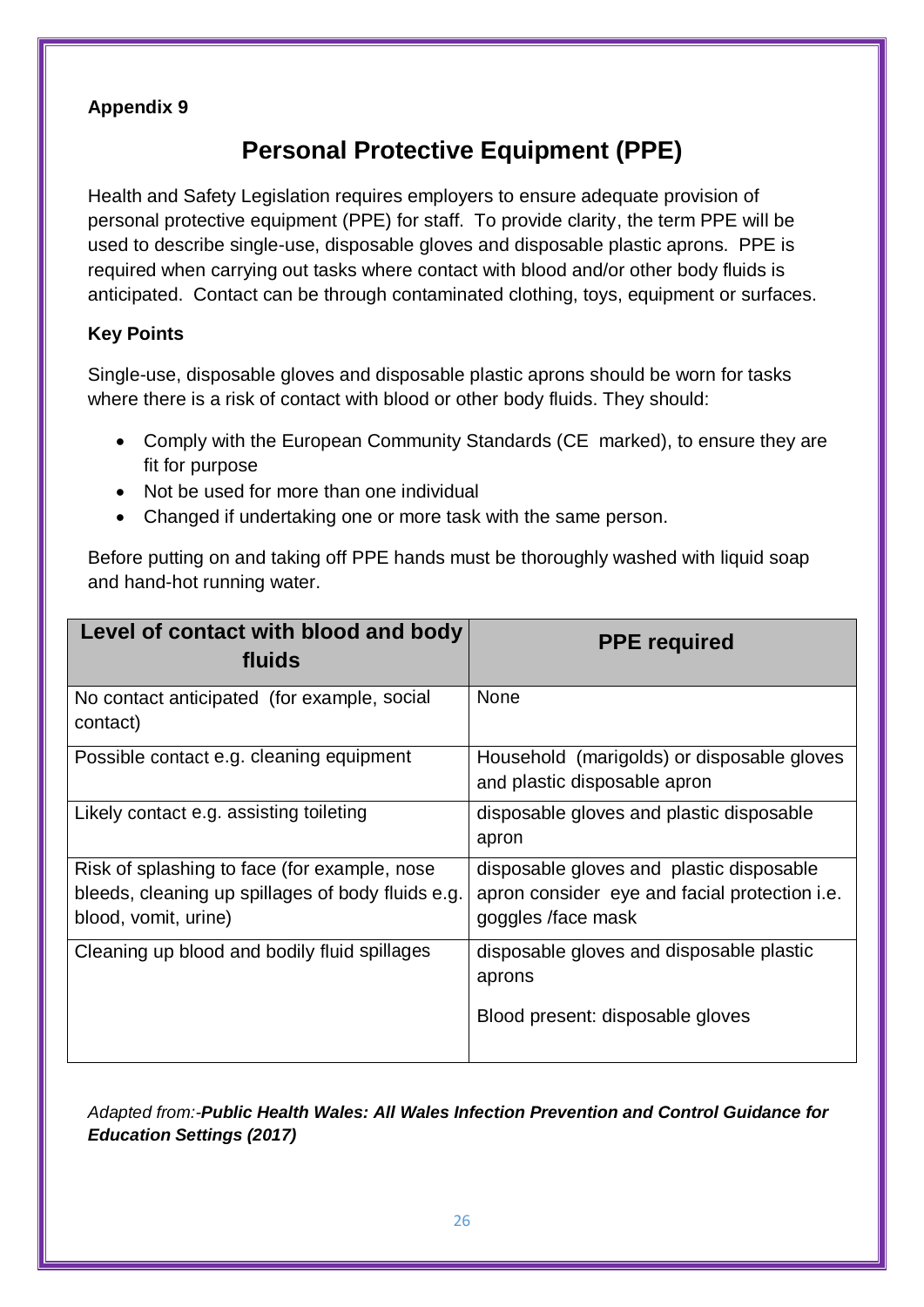**Appendix 9**

# Personal Protective Equipment (PPE)

Health and Safety Legislation requires employers to ensure adequate provision of personal protective equipment (PPE) for staff. To provide clarity, the term PPE will be used to describe single-use, disposable gloves and disposable plastic aprons. PPE is required when carrying out tasks where contact with blood and/or other body fluids is anticipated. Contact can be through contaminated clothing, toys, equipment or surfaces.

**Key Points**

Single-use, disposable gloves and disposable plastic aprons should be worn for tasks where there is a risk of contact with blood or other body fluids. They should:

- Comply with the European Community Standards (CE marked), to ensure they are fit for purpose
- Not be used for more than one individual
- Changed if undertaking one or more task with the same person.

Before putting on and taking off PPE hands must be thoroughly washed with liquid soap and hand-hot running water.

| Level of contact with blood and body fluids | PPE required |
|---|---|
| No contact anticipated (for example, social contact) | None |
| Possible contact e.g. cleaning equipment | Household (marigolds) or disposable gloves and plastic disposable apron |
| Likely contact e.g. assisting toileting | disposable gloves and plastic disposable apron |
| Risk of splashing to face (for example, nose bleeds, cleaning up spillages of body fluids e.g. blood, vomit, urine) | disposable gloves and plastic disposable apron consider eye and facial protection i.e. goggles /face mask |
| Cleaning up blood and bodily fluid spillages | disposable gloves and disposable plastic aprons<br><br>Blood present: disposable gloves |

*Adapted from:-**Public Health Wales: All Wales Infection Prevention and Control Guidance for Education Settings (2017)***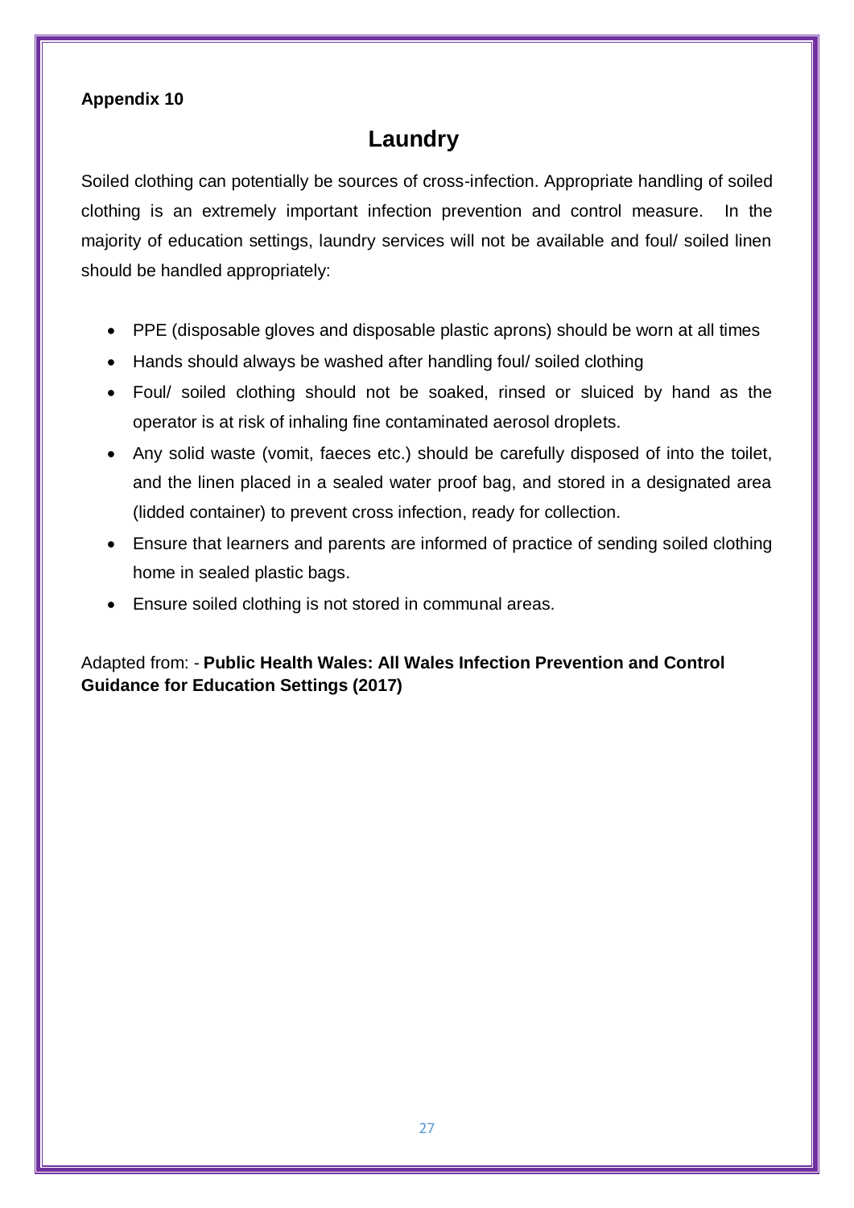**Appendix 10**

# Laundry

Soiled clothing can potentially be sources of cross-infection. Appropriate handling of soiled clothing is an extremely important infection prevention and control measure. In the majority of education settings, laundry services will not be available and foul/ soiled linen should be handled appropriately:

- PPE (disposable gloves and disposable plastic aprons) should be worn at all times
- Hands should always be washed after handling foul/ soiled clothing
- Foul/ soiled clothing should not be soaked, rinsed or sluiced by hand as the operator is at risk of inhaling fine contaminated aerosol droplets.
- Any solid waste (vomit, faeces etc.) should be carefully disposed of into the toilet, and the linen placed in a sealed water proof bag, and stored in a designated area (lidded container) to prevent cross infection, ready for collection.
- Ensure that learners and parents are informed of practice of sending soiled clothing home in sealed plastic bags.
- Ensure soiled clothing is not stored in communal areas.

Adapted from: - **Public Health Wales: All Wales Infection Prevention and Control Guidance for Education Settings (2017)**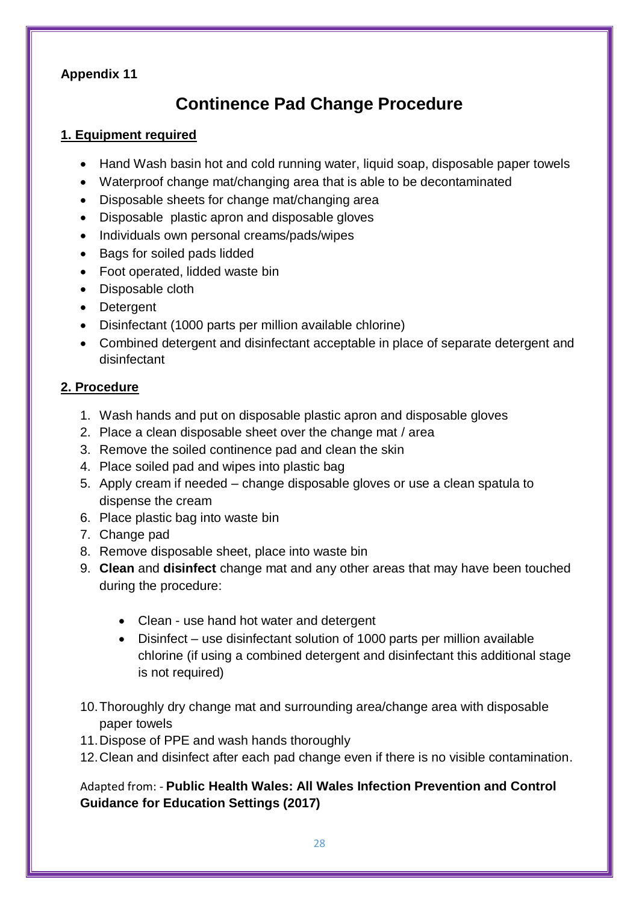**Appendix 11**

# Continence Pad Change Procedure

## 1. Equipment required

- Hand Wash basin hot and cold running water, liquid soap, disposable paper towels
- Waterproof change mat/changing area that is able to be decontaminated
- Disposable sheets for change mat/changing area
- Disposable plastic apron and disposable gloves
- Individuals own personal creams/pads/wipes
- Bags for soiled pads lidded
- Foot operated, lidded waste bin
- Disposable cloth
- Detergent
- Disinfectant (1000 parts per million available chlorine)
- Combined detergent and disinfectant acceptable in place of separate detergent and disinfectant

## 2. Procedure

1. Wash hands and put on disposable plastic apron and disposable gloves
2. Place a clean disposable sheet over the change mat / area
3. Remove the soiled continence pad and clean the skin
4. Place soiled pad and wipes into plastic bag
5. Apply cream if needed – change disposable gloves or use a clean spatula to dispense the cream
6. Place plastic bag into waste bin
7. Change pad
8. Remove disposable sheet, place into waste bin
9. **Clean** and **disinfect** change mat and any other areas that may have been touched during the procedure:
    - Clean - use hand hot water and detergent
    - Disinfect – use disinfectant solution of 1000 parts per million available chlorine (if using a combined detergent and disinfectant this additional stage is not required)
10. Thoroughly dry change mat and surrounding area/change area with disposable paper towels
11. Dispose of PPE and wash hands thoroughly
12. Clean and disinfect after each pad change even if there is no visible contamination.

Adapted from: - **Public Health Wales: All Wales Infection Prevention and Control Guidance for Education Settings (2017)**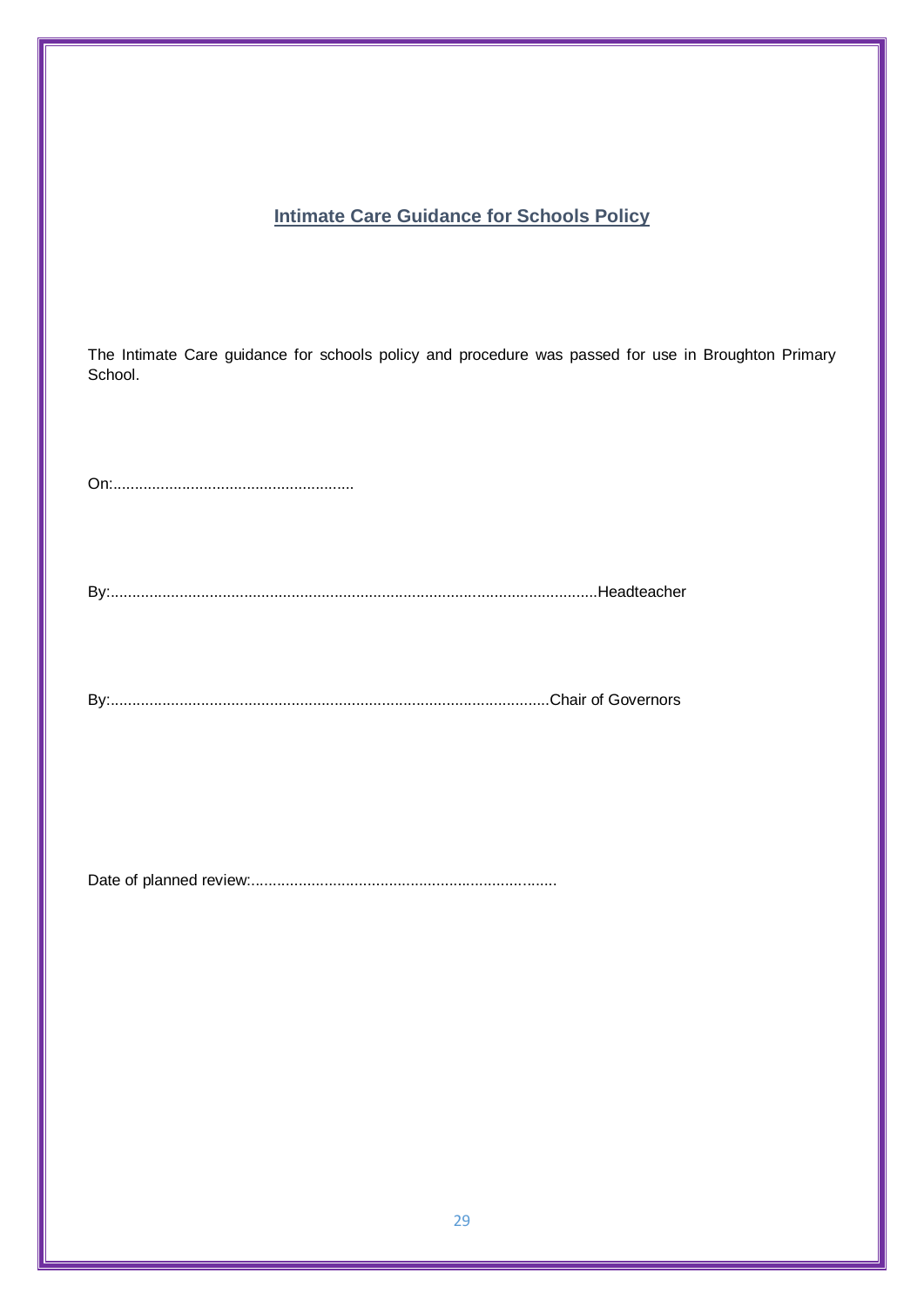# Intimate Care Guidance for Schools Policy

The Intimate Care guidance for schools policy and procedure was passed for use in Broughton Primary School.

On:........................................................

By:...................................................................................................................Headteacher

By:......................................................................................................Chair of Governors

Date of planned review:.......................................................................